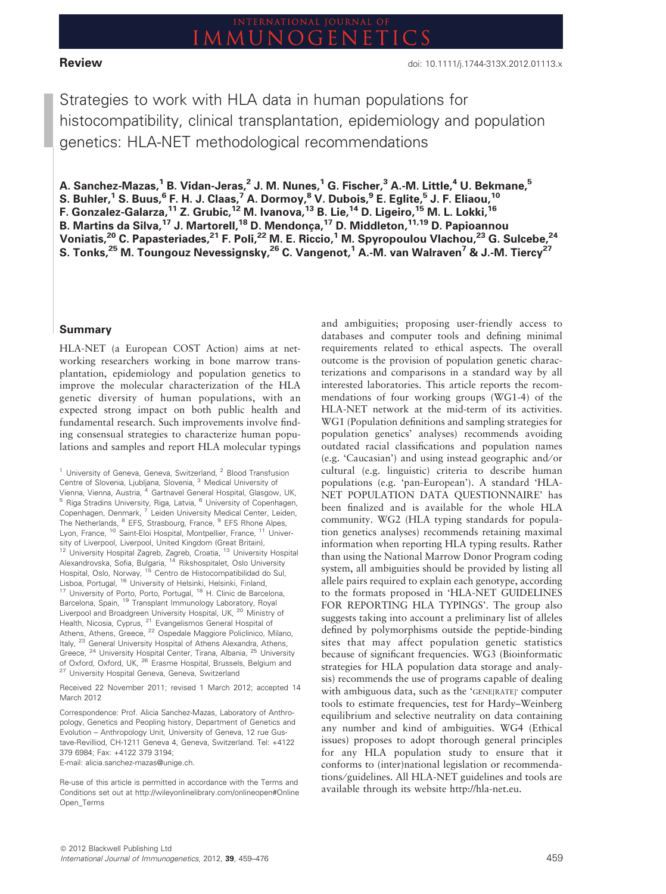Review

doi: 10.1111/j.1744-313X.2012.01113.x

# Strategies to work with HLA data in human populations for histocompatibility, clinical transplantation, epidemiology and population genetics: HLA-NET methodological recommendations

**A. Sanchez-Mazas,[1] B. Vidan-Jeras,[2] J. M. Nunes,[1] G. Fischer,[3] A.-M. Little,[4] U. Bekmane,[5] S. Buhler,[1] S. Buus,[6] F. H. J. Claas,[7] A. Dormoy,[8] V. Dubois,[9] E. Eglite,[5] J. F. Eliaou,[10] F. Gonzalez-Galarza,[11] Z. Grubic,[12] M. Ivanova,[13] B. Lie,[14] D. Ligeiro,[15] M. L. Lokki,[16] B. Martins da Silva,[17] J. Martorell,[18] D. Mendonça,[17] D. Middleton,[11,19] D. Papioannou Voniatis,[20] C. Papasteriades,[21] F. Poli,[22] M. E. Riccio,[1] M. Spyropoulou Vlachou,[23] G. Sulcebe,[24] S. Tonks,[25] M. Toungouz Nevessignsky,[26] C. Vangenot,[1] A.-M. van Walraven[7] & J.-M. Tiercy[27]**

[1] University of Geneva, Geneva, Switzerland, [2] Blood Transfusion Centre of Slovenia, Ljubljana, Slovenia, [3] Medical University of Vienna, Vienna, Austria, [4] Gartnavel General Hospital, Glasgow, UK, [5] Riga Stradins University, Riga, Latvia, [6] University of Copenhagen, Copenhagen, Denmark, [7] Leiden University Medical Center, Leiden, The Netherlands, [8] EFS, Strasbourg, France, [9] EFS Rhone Alpes, Lyon, France, [10] Saint-Eloi Hospital, Montpellier, France, [11] University of Liverpool, Liverpool, United Kingdom (Great Britain), [12] University Hospital Zagreb, Zagreb, Croatia, [13] University Hospital Alexandrovska, Sofia, Bulgaria, [14] Rikshospitalet, Oslo University Hospital, Oslo, Norway, [15] Centro de Histocompatibilidad do Sul, Lisboa, Portugal, [16] University of Helsinki, Helsinki, Finland, [17] University of Porto, Porto, Portugal, [18] H. Clinic de Barcelona, Barcelona, Spain, [19] Transplant Immunology Laboratory, Royal Liverpool and Broadgreen University Hospital, UK, [20] Ministry of Health, Nicosia, Cyprus, [21] Evangelismos General Hospital of Athens, Athens, Greece, [22] Ospedale Maggiore Policlinico, Milano, Italy, [23] General University Hospital of Athens Alexandra, Athens, Greece, [24] University Hospital Center, Tirana, Albania, [25] University of Oxford, Oxford, UK, [26] Erasme Hospital, Brussels, Belgium and [27] University Hospital Geneva, Geneva, Switzerland

Received 22 November 2011; revised 1 March 2012; accepted 14 March 2012

Correspondence: Prof. Alicia Sanchez-Mazas, Laboratory of Anthropology, Genetics and Peopling history, Department of Genetics and Evolution – Anthropology Unit, University of Geneva, 12 rue Gustave-Revilliod, CH-1211 Geneva 4, Geneva, Switzerland. Tel: +4122 379 6984; Fax: +4122 379 3194; E-mail: alicia.sanchez-mazas@unige.ch.

Re-use of this article is permitted in accordance with the Terms and Conditions set out at http://wileyonlinelibrary.com/onlineopen#OnlineOpen_Terms

## Summary

HLA-NET (a European COST Action) aims at networking researchers working in bone marrow transplantation, epidemiology and population genetics to improve the molecular characterization of the HLA genetic diversity of human populations, with an expected strong impact on both public health and fundamental research. Such improvements involve finding consensual strategies to characterize human populations and samples and report HLA molecular typings and ambiguities; proposing user-friendly access to databases and computer tools and defining minimal requirements related to ethical aspects. The overall outcome is the provision of population genetic characterizations and comparisons in a standard way by all interested laboratories. This article reports the recommendations of four working groups (WG1-4) of the HLA-NET network at the mid-term of its activities. WG1 (Population definitions and sampling strategies for population genetics' analyses) recommends avoiding outdated racial classifications and population names (e.g. 'Caucasian') and using instead geographic and/or cultural (e.g. linguistic) criteria to describe human populations (e.g. 'pan-European'). A standard 'HLA-NET POPULATION DATA QUESTIONNAIRE' has been finalized and is available for the whole HLA community. WG2 (HLA typing standards for population genetics analyses) recommends retaining maximal information when reporting HLA typing results. Rather than using the National Marrow Donor Program coding system, all ambiguities should be provided by listing all allele pairs required to explain each genotype, according to the formats proposed in 'HLA-NET GUIDELINES FOR REPORTING HLA TYPINGS'. The group also suggests taking into account a preliminary list of alleles defined by polymorphisms outside the peptide-binding sites that may affect population genetic statistics because of significant frequencies. WG3 (Bioinformatic strategies for HLA population data storage and analysis) recommends the use of programs capable of dealing with ambiguous data, such as the 'GENE[RATE]' computer tools to estimate frequencies, test for Hardy–Weinberg equilibrium and selective neutrality on data containing any number and kind of ambiguities. WG4 (Ethical issues) proposes to adopt thorough general principles for any HLA population study to ensure that it conforms to (inter)national legislation or recommendations/guidelines. All HLA-NET guidelines and tools are available through its website http://hla-net.eu.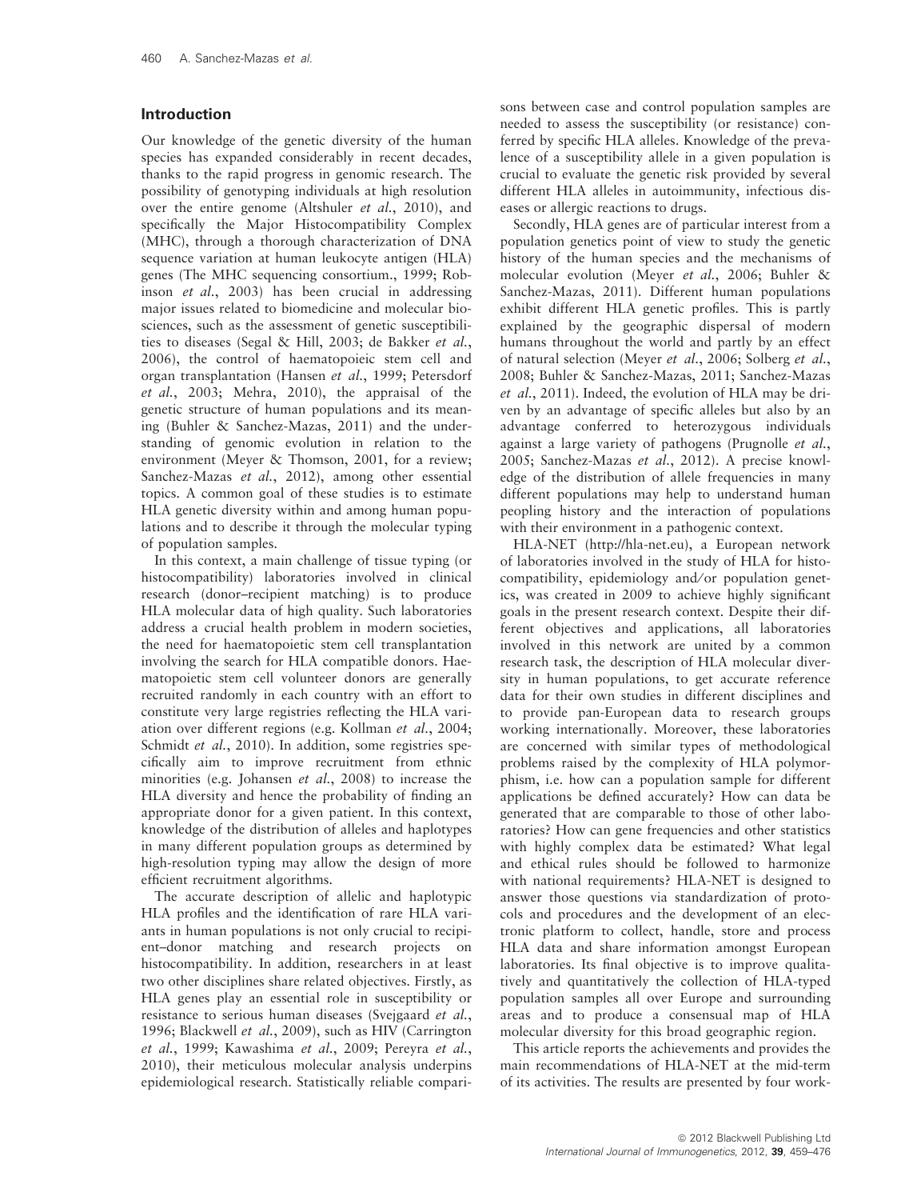## Introduction

Our knowledge of the genetic diversity of the human species has expanded considerably in recent decades, thanks to the rapid progress in genomic research. The possibility of genotyping individuals at high resolution over the entire genome (Altshuler *et al.*, 2010), and specifically the Major Histocompatibility Complex (MHC), through a thorough characterization of DNA sequence variation at human leukocyte antigen (HLA) genes (The MHC sequencing consortium., 1999; Robinson *et al.*, 2003) has been crucial in addressing major issues related to biomedicine and molecular biosciences, such as the assessment of genetic susceptibilities to diseases (Segal & Hill, 2003; de Bakker *et al.*, 2006), the control of haematopoieic stem cell and organ transplantation (Hansen *et al.*, 1999; Petersdorf *et al.*, 2003; Mehra, 2010), the appraisal of the genetic structure of human populations and its meaning (Buhler & Sanchez-Mazas, 2011) and the understanding of genomic evolution in relation to the environment (Meyer & Thomson, 2001, for a review; Sanchez-Mazas *et al.*, 2012), among other essential topics. A common goal of these studies is to estimate HLA genetic diversity within and among human populations and to describe it through the molecular typing of population samples.

In this context, a main challenge of tissue typing (or histocompatibility) laboratories involved in clinical research (donor–recipient matching) is to produce HLA molecular data of high quality. Such laboratories address a crucial health problem in modern societies, the need for haematopoietic stem cell transplantation involving the search for HLA compatible donors. Haematopoietic stem cell volunteer donors are generally recruited randomly in each country with an effort to constitute very large registries reflecting the HLA variation over different regions (e.g. Kollman *et al.*, 2004; Schmidt *et al.*, 2010). In addition, some registries specifically aim to improve recruitment from ethnic minorities (e.g. Johansen *et al.*, 2008) to increase the HLA diversity and hence the probability of finding an appropriate donor for a given patient. In this context, knowledge of the distribution of alleles and haplotypes in many different population groups as determined by high-resolution typing may allow the design of more efficient recruitment algorithms.

The accurate description of allelic and haplotypic HLA profiles and the identification of rare HLA variants in human populations is not only crucial to recipient–donor matching and research projects on histocompatibility. In addition, researchers in at least two other disciplines share related objectives. Firstly, as HLA genes play an essential role in susceptibility or resistance to serious human diseases (Svejgaard *et al.*, 1996; Blackwell *et al.*, 2009), such as HIV (Carrington *et al.*, 1999; Kawashima *et al.*, 2009; Pereyra *et al.*, 2010), their meticulous molecular analysis underpins epidemiological research. Statistically reliable comparisons between case and control population samples are needed to assess the susceptibility (or resistance) conferred by specific HLA alleles. Knowledge of the prevalence of a susceptibility allele in a given population is crucial to evaluate the genetic risk provided by several different HLA alleles in autoimmunity, infectious diseases or allergic reactions to drugs.

Secondly, HLA genes are of particular interest from a population genetics point of view to study the genetic history of the human species and the mechanisms of molecular evolution (Meyer *et al.*, 2006; Buhler & Sanchez-Mazas, 2011). Different human populations exhibit different HLA genetic profiles. This is partly explained by the geographic dispersal of modern humans throughout the world and partly by an effect of natural selection (Meyer *et al.*, 2006; Solberg *et al.*, 2008; Buhler & Sanchez-Mazas, 2011; Sanchez-Mazas *et al.*, 2011). Indeed, the evolution of HLA may be driven by an advantage of specific alleles but also by an advantage conferred to heterozygous individuals against a large variety of pathogens (Prugnolle *et al.*, 2005; Sanchez-Mazas *et al.*, 2012). A precise knowledge of the distribution of allele frequencies in many different populations may help to understand human peopling history and the interaction of populations with their environment in a pathogenic context.

HLA-NET (http://hla-net.eu), a European network of laboratories involved in the study of HLA for histocompatibility, epidemiology and/or population genetics, was created in 2009 to achieve highly significant goals in the present research context. Despite their different objectives and applications, all laboratories involved in this network are united by a common research task, the description of HLA molecular diversity in human populations, to get accurate reference data for their own studies in different disciplines and to provide pan-European data to research groups working internationally. Moreover, these laboratories are concerned with similar types of methodological problems raised by the complexity of HLA polymorphism, i.e. how can a population sample for different applications be defined accurately? How can data be generated that are comparable to those of other laboratories? How can gene frequencies and other statistics with highly complex data be estimated? What legal and ethical rules should be followed to harmonize with national requirements? HLA-NET is designed to answer those questions via standardization of protocols and procedures and the development of an electronic platform to collect, handle, store and process HLA data and share information amongst European laboratories. Its final objective is to improve qualitatively and quantitatively the collection of HLA-typed population samples all over Europe and surrounding areas and to produce a consensual map of HLA molecular diversity for this broad geographic region.

This article reports the achievements and provides the main recommendations of HLA-NET at the mid-term of its activities. The results are presented by four work-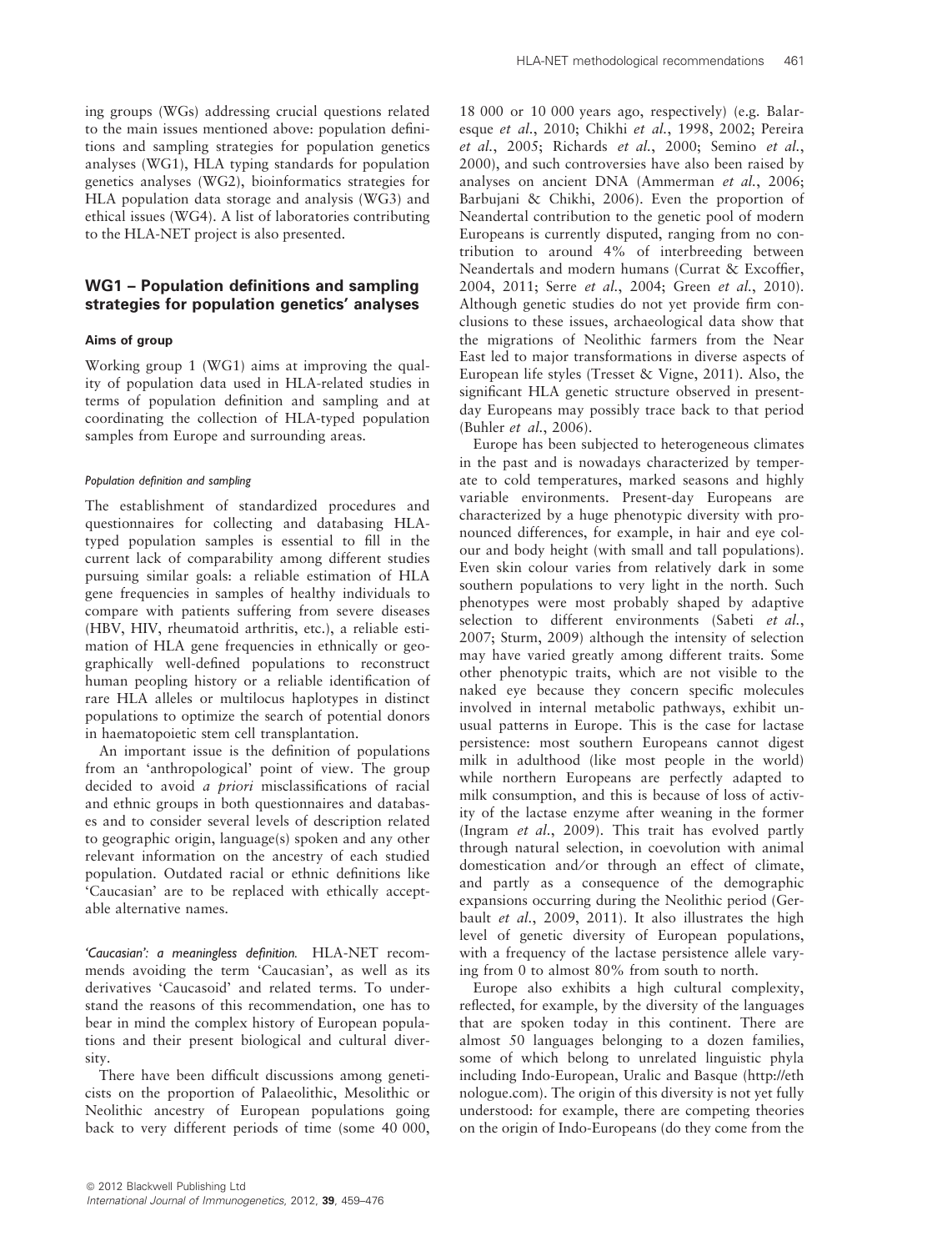ing groups (WGs) addressing crucial questions related to the main issues mentioned above: population definitions and sampling strategies for population genetics analyses (WG1), HLA typing standards for population genetics analyses (WG2), bioinformatics strategies for HLA population data storage and analysis (WG3) and ethical issues (WG4). A list of laboratories contributing to the HLA-NET project is also presented.

## WG1 – Population definitions and sampling strategies for population genetics' analyses

### Aims of group

Working group 1 (WG1) aims at improving the quality of population data used in HLA-related studies in terms of population definition and sampling and at coordinating the collection of HLA-typed population samples from Europe and surrounding areas.

#### *Population definition and sampling*

The establishment of standardized procedures and questionnaires for collecting and databasing HLA-typed population samples is essential to fill in the current lack of comparability among different studies pursuing similar goals: a reliable estimation of HLA gene frequencies in samples of healthy individuals to compare with patients suffering from severe diseases (HBV, HIV, rheumatoid arthritis, etc.), a reliable estimation of HLA gene frequencies in ethnically or geographically well-defined populations to reconstruct human peopling history or a reliable identification of rare HLA alleles or multilocus haplotypes in distinct populations to optimize the search of potential donors in haematopoietic stem cell transplantation.

An important issue is the definition of populations from an 'anthropological' point of view. The group decided to avoid *a priori* misclassifications of racial and ethnic groups in both questionnaires and databases and to consider several levels of description related to geographic origin, language(s) spoken and any other relevant information on the ancestry of each studied population. Outdated racial or ethnic definitions like 'Caucasian' are to be replaced with ethically acceptable alternative names.

*'Caucasian': a meaningless definition.* HLA-NET recommends avoiding the term 'Caucasian', as well as its derivatives 'Caucasoid' and related terms. To understand the reasons of this recommendation, one has to bear in mind the complex history of European populations and their present biological and cultural diversity.

There have been difficult discussions among geneticists on the proportion of Palaeolithic, Mesolithic or Neolithic ancestry of European populations going back to very different periods of time (some 40 000, 18 000 or 10 000 years ago, respectively) (e.g. Balaresque *et al.*, 2010; Chikhi *et al.*, 1998, 2002; Pereira *et al.*, 2005; Richards *et al.*, 2000; Semino *et al.*, 2000), and such controversies have also been raised by analyses on ancient DNA (Ammerman *et al.*, 2006; Barbujani & Chikhi, 2006). Even the proportion of Neandertal contribution to the genetic pool of modern Europeans is currently disputed, ranging from no contribution to around 4% of interbreeding between Neandertals and modern humans (Currat & Excoffier, 2004, 2011; Serre *et al.*, 2004; Green *et al.*, 2010). Although genetic studies do not yet provide firm conclusions to these issues, archaeological data show that the migrations of Neolithic farmers from the Near East led to major transformations in diverse aspects of European life styles (Tresset & Vigne, 2011). Also, the significant HLA genetic structure observed in present-day Europeans may possibly trace back to that period (Buhler *et al.*, 2006).

Europe has been subjected to heterogeneous climates in the past and is nowadays characterized by temperate to cold temperatures, marked seasons and highly variable environments. Present-day Europeans are characterized by a huge phenotypic diversity with pronounced differences, for example, in hair and eye colour and body height (with small and tall populations). Even skin colour varies from relatively dark in some southern populations to very light in the north. Such phenotypes were most probably shaped by adaptive selection to different environments (Sabeti *et al.*, 2007; Sturm, 2009) although the intensity of selection may have varied greatly among different traits. Some other phenotypic traits, which are not visible to the naked eye because they concern specific molecules involved in internal metabolic pathways, exhibit unusual patterns in Europe. This is the case for lactase persistence: most southern Europeans cannot digest milk in adulthood (like most people in the world) while northern Europeans are perfectly adapted to milk consumption, and this is because of loss of activity of the lactase enzyme after weaning in the former (Ingram *et al.*, 2009). This trait has evolved partly through natural selection, in coevolution with animal domestication and/or through an effect of climate, and partly as a consequence of the demographic expansions occurring during the Neolithic period (Gerbault *et al.*, 2009, 2011). It also illustrates the high level of genetic diversity of European populations, with a frequency of the lactase persistence allele varying from 0 to almost 80% from south to north.

Europe also exhibits a high cultural complexity, reflected, for example, by the diversity of the languages that are spoken today in this continent. There are almost 50 languages belonging to a dozen families, some of which belong to unrelated linguistic phyla including Indo-European, Uralic and Basque (http://ethnologue.com). The origin of this diversity is not yet fully understood: for example, there are competing theories on the origin of Indo-Europeans (do they come from the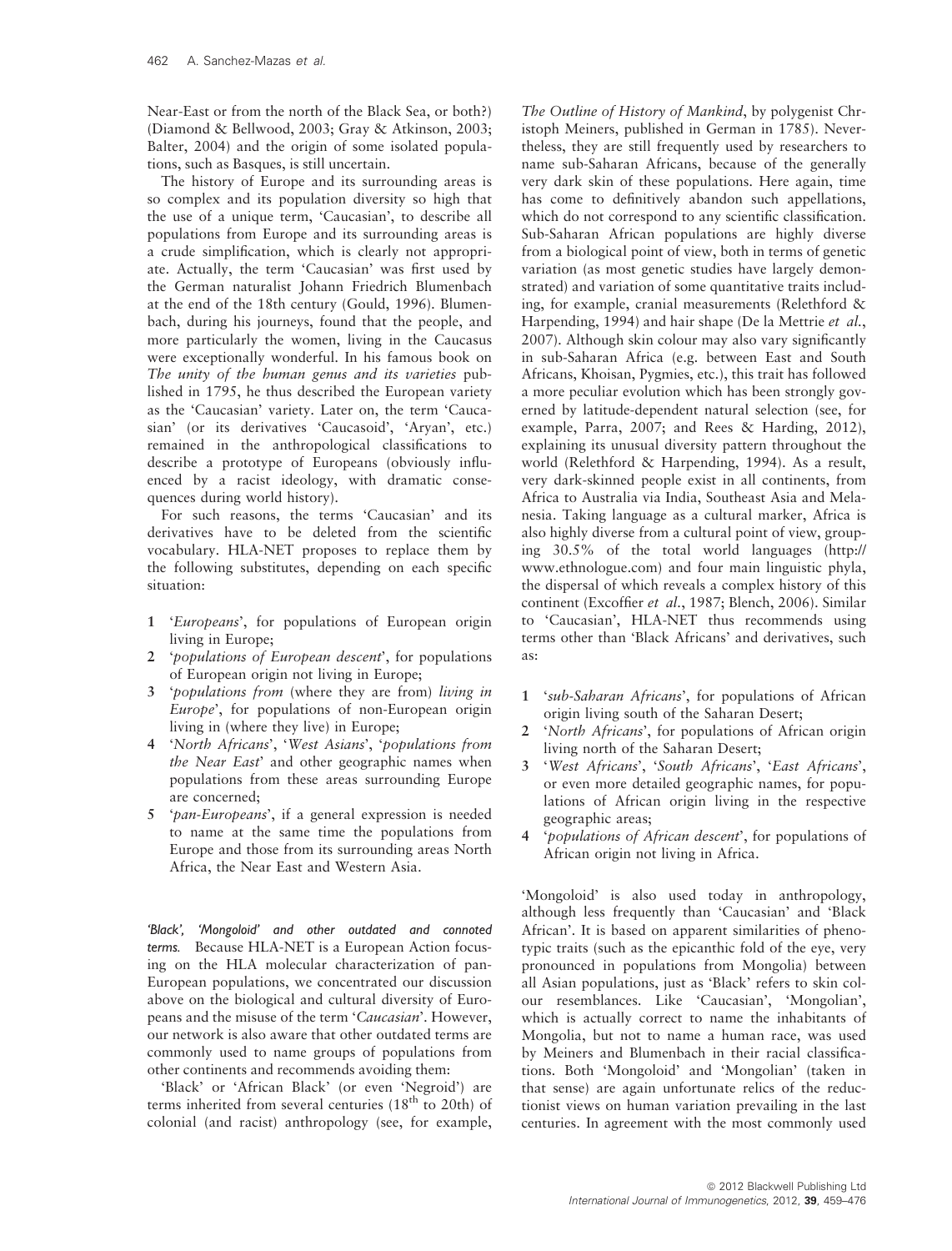Near-East or from the north of the Black Sea, or both?) (Diamond & Bellwood, 2003; Gray & Atkinson, 2003; Balter, 2004) and the origin of some isolated populations, such as Basques, is still uncertain.

The history of Europe and its surrounding areas is so complex and its population diversity so high that the use of a unique term, 'Caucasian', to describe all populations from Europe and its surrounding areas is a crude simplification, which is clearly not appropriate. Actually, the term 'Caucasian' was first used by the German naturalist Johann Friedrich Blumenbach at the end of the 18th century (Gould, 1996). Blumenbach, during his journeys, found that the people, and more particularly the women, living in the Caucasus were exceptionally wonderful. In his famous book on *The unity of the human genus and its varieties* published in 1795, he thus described the European variety as the 'Caucasian' variety. Later on, the term 'Caucasian' (or its derivatives 'Caucasoid', 'Aryan', etc.) remained in the anthropological classifications to describe a prototype of Europeans (obviously influenced by a racist ideology, with dramatic consequences during world history).

For such reasons, the terms 'Caucasian' and its derivatives have to be deleted from the scientific vocabulary. HLA-NET proposes to replace them by the following substitutes, depending on each specific situation:

1. '*Europeans*', for populations of European origin living in Europe;
2. '*populations of European descent*', for populations of European origin not living in Europe;
3. '*populations from* (where they are from) *living in Europe*', for populations of non-European origin living in (where they live) in Europe;
4. '*North Africans*', '*West Asians*', '*populations from the Near East*' and other geographic names when populations from these areas surrounding Europe are concerned;
5. '*pan-Europeans*', if a general expression is needed to name at the same time the populations from Europe and those from its surrounding areas North Africa, the Near East and Western Asia.

*'Black', 'Mongoloid' and other outdated and connoted terms.* Because HLA-NET is a European Action focusing on the HLA molecular characterization of pan-European populations, we concentrated our discussion above on the biological and cultural diversity of Europeans and the misuse of the term '*Caucasian*'. However, our network is also aware that other outdated terms are commonly used to name groups of populations from other continents and recommends avoiding them:

'Black' or 'African Black' (or even 'Negroid') are terms inherited from several centuries (18$^{th}$ to 20th) of colonial (and racist) anthropology (see, for example, *The Outline of History of Mankind*, by polygenist Christoph Meiners, published in German in 1785). Nevertheless, they are still frequently used by researchers to name sub-Saharan Africans, because of the generally very dark skin of these populations. Here again, time has come to definitively abandon such appellations, which do not correspond to any scientific classification. Sub-Saharan African populations are highly diverse from a biological point of view, both in terms of genetic variation (as most genetic studies have largely demonstrated) and variation of some quantitative traits including, for example, cranial measurements (Relethford & Harpending, 1994) and hair shape (De la Mettrie *et al.*, 2007). Although skin colour may also vary significantly in sub-Saharan Africa (e.g. between East and South Africans, Khoisan, Pygmies, etc.), this trait has followed a more peculiar evolution which has been strongly governed by latitude-dependent natural selection (see, for example, Parra, 2007; and Rees & Harding, 2012), explaining its unusual diversity pattern throughout the world (Relethford & Harpending, 1994). As a result, very dark-skinned people exist in all continents, from Africa to Australia via India, Southeast Asia and Melanesia. Taking language as a cultural marker, Africa is also highly diverse from a cultural point of view, grouping 30.5% of the total world languages (http://www.ethnologue.com) and four main linguistic phyla, the dispersal of which reveals a complex history of this continent (Excoffier *et al.*, 1987; Blench, 2006). Similar to 'Caucasian', HLA-NET thus recommends using terms other than 'Black Africans' and derivatives, such as:

1. '*sub-Saharan Africans*', for populations of African origin living south of the Saharan Desert;
2. '*North Africans*', for populations of African origin living north of the Saharan Desert;
3. '*West Africans*', '*South Africans*', '*East Africans*', or even more detailed geographic names, for populations of African origin living in the respective geographic areas;
4. '*populations of African descent*', for populations of African origin not living in Africa.

'Mongoloid' is also used today in anthropology, although less frequently than 'Caucasian' and 'Black African'. It is based on apparent similarities of phenotypic traits (such as the epicanthic fold of the eye, very pronounced in populations from Mongolia) between all Asian populations, just as 'Black' refers to skin colour resemblances. Like 'Caucasian', 'Mongolian', which is actually correct to name the inhabitants of Mongolia, but not to name a human race, was used by Meiners and Blumenbach in their racial classifications. Both 'Mongoloid' and 'Mongolian' (taken in that sense) are again unfortunate relics of the reductionist views on human variation prevailing in the last centuries. In agreement with the most commonly used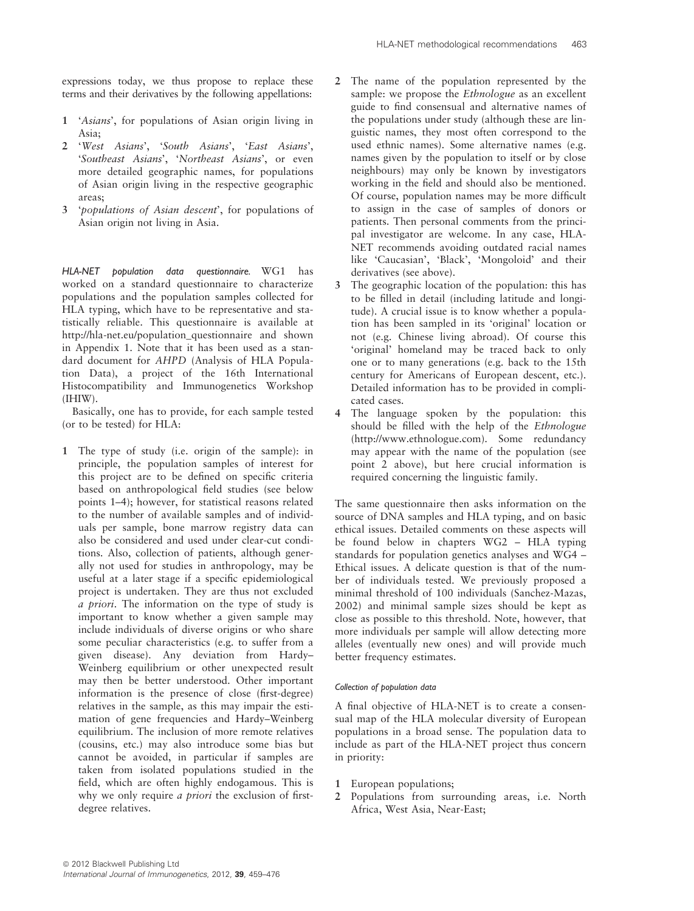expressions today, we thus propose to replace these terms and their derivatives by the following appellations:

1. '*Asians*', for populations of Asian origin living in Asia;
2. '*West Asians*', '*South Asians*', '*East Asians*', '*Southeast Asians*', '*Northeast Asians*', or even more detailed geographic names, for populations of Asian origin living in the respective geographic areas;
3. '*populations of Asian descent*', for populations of Asian origin not living in Asia.

*HLA-NET population data questionnaire.* WG1 has worked on a standard questionnaire to characterize populations and the population samples collected for HLA typing, which have to be representative and statistically reliable. This questionnaire is available at http://hla-net.eu/population_questionnaire and shown in Appendix 1. Note that it has been used as a standard document for *AHPD* (Analysis of HLA Population Data), a project of the 16th International Histocompatibility and Immunogenetics Workshop (IHIW).

Basically, one has to provide, for each sample tested (or to be tested) for HLA:

1. The type of study (i.e. origin of the sample): in principle, the population samples of interest for this project are to be defined on specific criteria based on anthropological field studies (see below points 1–4); however, for statistical reasons related to the number of available samples and of individuals per sample, bone marrow registry data can also be considered and used under clear-cut conditions. Also, collection of patients, although generally not used for studies in anthropology, may be useful at a later stage if a specific epidemiological project is undertaken. They are thus not excluded *a priori*. The information on the type of study is important to know whether a given sample may include individuals of diverse origins or who share some peculiar characteristics (e.g. to suffer from a given disease). Any deviation from Hardy–Weinberg equilibrium or other unexpected result may then be better understood. Other important information is the presence of close (first-degree) relatives in the sample, as this may impair the estimation of gene frequencies and Hardy–Weinberg equilibrium. The inclusion of more remote relatives (cousins, etc.) may also introduce some bias but cannot be avoided, in particular if samples are taken from isolated populations studied in the field, which are often highly endogamous. This is why we only require *a priori* the exclusion of first-degree relatives.
2. The name of the population represented by the sample: we propose the *Ethnologue* as an excellent guide to find consensual and alternative names of the populations under study (although these are linguistic names, they most often correspond to the used ethnic names). Some alternative names (e.g. names given by the population to itself or by close neighbours) may only be known by investigators working in the field and should also be mentioned. Of course, population names may be more difficult to assign in the case of samples of donors or patients. Then personal comments from the principal investigator are welcome. In any case, HLA-NET recommends avoiding outdated racial names like 'Caucasian', 'Black', 'Mongoloid' and their derivatives (see above).
3. The geographic location of the population: this has to be filled in detail (including latitude and longitude). A crucial issue is to know whether a population has been sampled in its 'original' location or not (e.g. Chinese living abroad). Of course this 'original' homeland may be traced back to only one or to many generations (e.g. back to the 15th century for Americans of European descent, etc.). Detailed information has to be provided in complicated cases.
4. The language spoken by the population: this should be filled with the help of the *Ethnologue* (http://www.ethnologue.com). Some redundancy may appear with the name of the population (see point 2 above), but here crucial information is required concerning the linguistic family.

The same questionnaire then asks information on the source of DNA samples and HLA typing, and on basic ethical issues. Detailed comments on these aspects will be found below in chapters WG2 – HLA typing standards for population genetics analyses and WG4 – Ethical issues. A delicate question is that of the number of individuals tested. We previously proposed a minimal threshold of 100 individuals (Sanchez-Mazas, 2002) and minimal sample sizes should be kept as close as possible to this threshold. Note, however, that more individuals per sample will allow detecting more alleles (eventually new ones) and will provide much better frequency estimates.

#### Collection of population data

A final objective of HLA-NET is to create a consensual map of the HLA molecular diversity of European populations in a broad sense. The population data to include as part of the HLA-NET project thus concern in priority:

1. European populations;
2. Populations from surrounding areas, i.e. North Africa, West Asia, Near-East;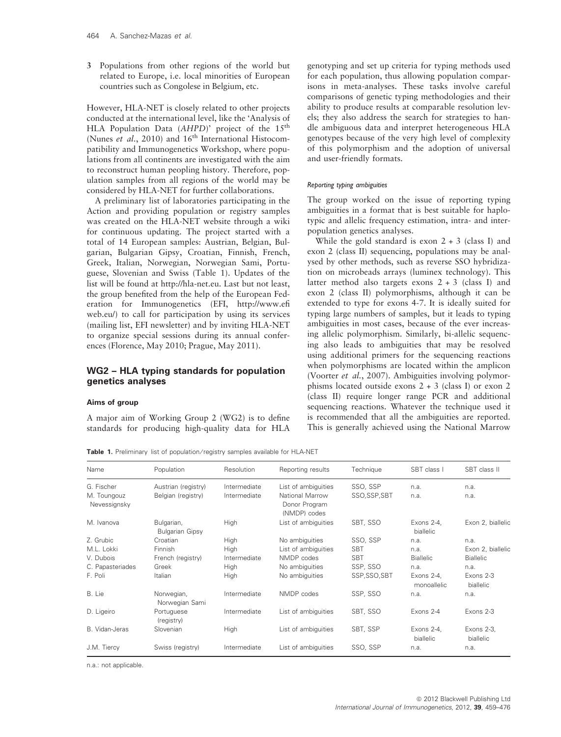3 Populations from other regions of the world but related to Europe, i.e. local minorities of European countries such as Congolese in Belgium, etc.

However, HLA-NET is closely related to other projects conducted at the international level, like the 'Analysis of HLA Population Data (*AHPD*)' project of the 15th (Nunes *et al.*, 2010) and 16th International Histocompatibility and Immunogenetics Workshop, where populations from all continents are investigated with the aim to reconstruct human peopling history. Therefore, population samples from all regions of the world may be considered by HLA-NET for further collaborations.

A preliminary list of laboratories participating in the Action and providing population or registry samples was created on the HLA-NET website through a wiki for continuous updating. The project started with a total of 14 European samples: Austrian, Belgian, Bulgarian, Bulgarian Gipsy, Croatian, Finnish, French, Greek, Italian, Norwegian, Norwegian Sami, Portuguese, Slovenian and Swiss (Table 1). Updates of the list will be found at http://hla-net.eu. Last but not least, the group benefited from the help of the European Federation for Immunogenetics (EFI, http://www.efiweb.eu/) to call for participation by using its services (mailing list, EFI newsletter) and by inviting HLA-NET to organize special sessions during its annual conferences (Florence, May 2010; Prague, May 2011).

## WG2 – HLA typing standards for population genetics analyses

### Aims of group

A major aim of Working Group 2 (WG2) is to define standards for producing high-quality data for HLA genotyping and set up criteria for typing methods used for each population, thus allowing population comparisons in meta-analyses. These tasks involve careful comparisons of genetic typing methodologies and their ability to produce results at comparable resolution levels; they also address the search for strategies to handle ambiguous data and interpret heterogeneous HLA genotypes because of the very high level of complexity of this polymorphism and the adoption of universal and user-friendly formats.

#### *Reporting typing ambiguities*

The group worked on the issue of reporting typing ambiguities in a format that is best suitable for haplotypic and allelic frequency estimation, intra- and inter-population genetics analyses.

While the gold standard is exon 2 + 3 (class I) and exon 2 (class II) sequencing, populations may be analysed by other methods, such as reverse SSO hybridization on microbeads arrays (luminex technology). This latter method also targets exons 2 + 3 (class I) and exon 2 (class II) polymorphisms, although it can be extended to type for exons 4-7. It is ideally suited for typing large numbers of samples, but it leads to typing ambiguities in most cases, because of the ever increasing allelic polymorphism. Similarly, bi-allelic sequencing also leads to ambiguities that may be resolved using additional primers for the sequencing reactions when polymorphisms are located within the amplicon (Voorter *et al.*, 2007). Ambiguities involving polymorphisms located outside exons 2 + 3 (class I) or exon 2 (class II) require longer range PCR and additional sequencing reactions. Whatever the technique used it is recommended that all the ambiguities are reported. This is generally achieved using the National Marrow

**Table 1.** Preliminary list of population/registry samples available for HLA-NET

| Name | Population | Resolution | Reporting results | Technique | SBT class I | SBT class II |
|---|---|---|---|---|---|---|
| G. Fischer | Austrian (registry) | Intermediate | List of ambiguities | SSO, SSP | n.a. | n.a. |
| M. Toungouz Nevessignsky | Belgian (registry) | Intermediate | National Marrow Donor Program (NMDP) codes | SSO,SSP,SBT | n.a. | n.a. |
| M. Ivanova | Bulgarian, Bulgarian Gipsy | High | List of ambiguities | SBT, SSO | Exons 2-4, biallelic | Exon 2, biallelic |
| Z. Grubic | Croatian | High | No ambiguities | SSO, SSP | n.a. | n.a. |
| M.L. Lokki | Finnish | High | List of ambiguities | SBT | n.a. | Exon 2, biallelic |
| V. Dubois | French (registry) | Intermediate | NMDP codes | SBT | Biallelic | Biallelic |
| C. Papasteriades | Greek | High | No ambiguities | SSP, SSO | n.a. | n.a. |
| F. Poli | Italian | High | No ambiguities | SSP,SSO,SBT | Exons 2-4, monoallelic | Exons 2-3 biallelic |
| B. Lie | Norwegian, Norwegian Sami | Intermediate | NMDP codes | SSP, SSO | n.a. | n.a. |
| D. Ligeiro | Portuguese (registry) | Intermediate | List of ambiguities | SBT, SSO | Exons 2-4 | Exons 2-3 |
| B. Vidan-Jeras | Slovenian | High | List of ambiguities | SBT, SSP | Exons 2-4, biallelic | Exons 2-3, biallelic |
| J.M. Tiercy | Swiss (registry) | Intermediate | List of ambiguities | SSO, SSP | n.a. | n.a. |

n.a.: not applicable.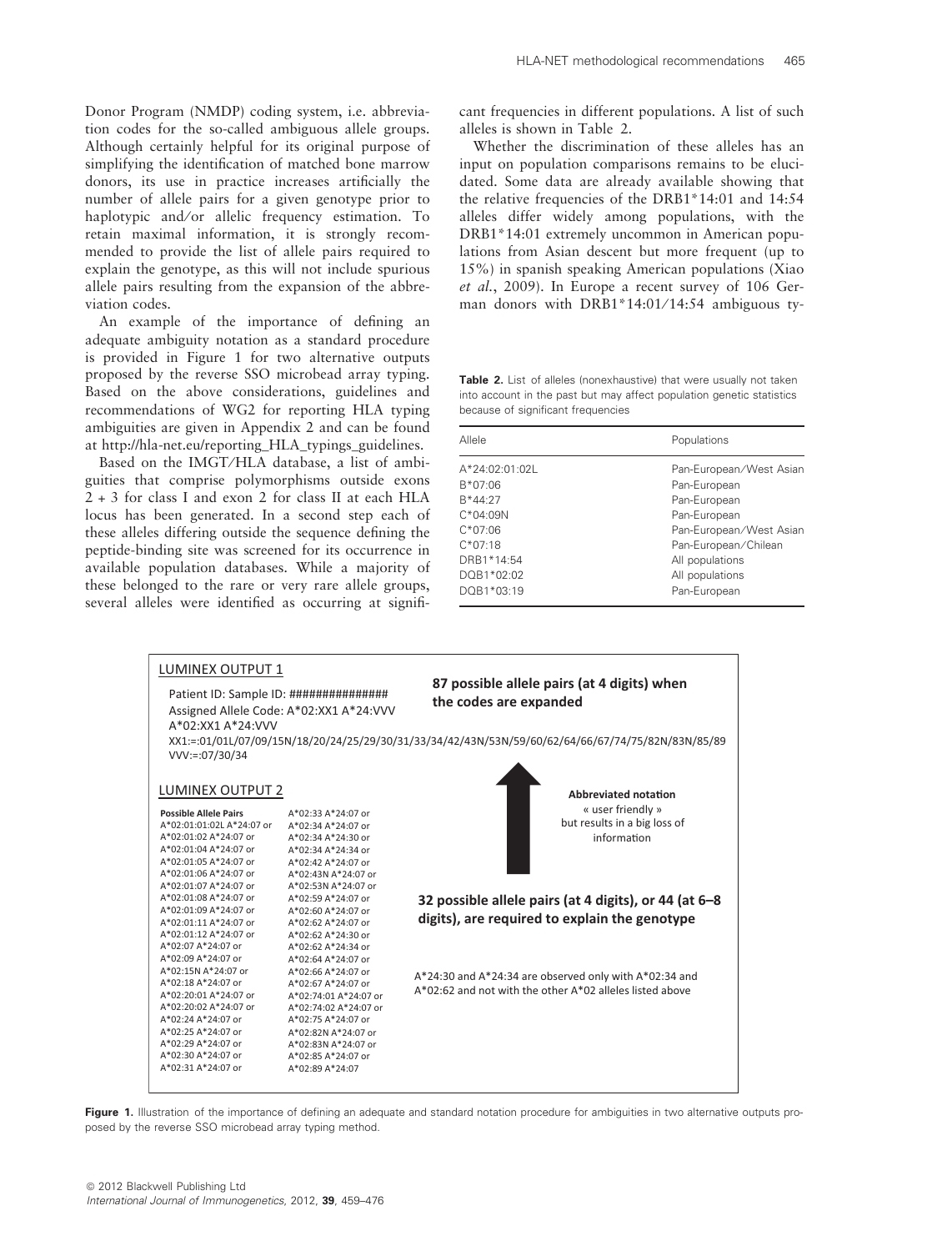Donor Program (NMDP) coding system, i.e. abbreviation codes for the so-called ambiguous allele groups. Although certainly helpful for its original purpose of simplifying the identification of matched bone marrow donors, its use in practice increases artificially the number of allele pairs for a given genotype prior to haplotypic and/or allelic frequency estimation. To retain maximal information, it is strongly recommended to provide the list of allele pairs required to explain the genotype, as this will not include spurious allele pairs resulting from the expansion of the abbreviation codes.

An example of the importance of defining an adequate ambiguity notation as a standard procedure is provided in Figure 1 for two alternative outputs proposed by the reverse SSO microbead array typing. Based on the above considerations, guidelines and recommendations of WG2 for reporting HLA typing ambiguities are given in Appendix 2 and can be found at http://hla-net.eu/reporting_HLA_typings_guidelines.

Based on the IMGT/HLA database, a list of ambiguities that comprise polymorphisms outside exons 2 + 3 for class I and exon 2 for class II at each HLA locus has been generated. In a second step each of these alleles differing outside the sequence defining the peptide-binding site was screened for its occurrence in available population databases. While a majority of these belonged to the rare or very rare allele groups, several alleles were identified as occurring at significant frequencies in different populations. A list of such alleles is shown in Table 2.

Whether the discrimination of these alleles has an input on population comparisons remains to be elucidated. Some data are already available showing that the relative frequencies of the DRB1*14:01 and 14:54 alleles differ widely among populations, with the DRB1*14:01 extremely uncommon in American populations from Asian descent but more frequent (up to 15%) in spanish speaking American populations (Xiao *et al.*, 2009). In Europe a recent survey of 106 German donors with DRB1*14:01/14:54 ambiguous ty-

**Table 2.** List of alleles (nonexhaustive) that were usually not taken into account in the past but may affect population genetic statistics because of significant frequencies

| Allele | Populations |
|---|---|
| A*24:02:01:02L | Pan-European/West Asian |
| B*07:06 | Pan-European |
| B*44:27 | Pan-European |
| C*04:09N | Pan-European |
| C*07:06 | Pan-European/West Asian |
| C*07:18 | Pan-European/Chilean |
| DRB1*14:54 | All populations |
| DQB1*02:02 | All populations |
| DQB1*03:19 | Pan-European |

LUMINEX OUTPUT 1

Patient ID: Sample ID: ###############
Assigned Allele Code: A*02:XX1 A*24:VVV
A*02:XX1 A*24:VVV
XX1:=:01/01L/07/09/15N/18/20/24/25/29/30/31/33/34/42/43N/53N/59/60/62/64/66/67/74/75/82N/83N/85/89
VVV:=:07/30/34

**87 possible allele pairs (at 4 digits) when the codes are expanded**

**Abbreviated notation** « user friendly » but results in a big loss of information

LUMINEX OUTPUT 2

**Possible Allele Pairs**
A*02:01:01:02L A*24:07 or
A*02:01:02 A*24:07 or
A*02:01:04 A*24:07 or
A*02:01:05 A*24:07 or
A*02:01:06 A*24:07 or
A*02:01:07 A*24:07 or
A*02:01:08 A*24:07 or
A*02:01:09 A*24:07 or
A*02:01:11 A*24:07 or
A*02:01:12 A*24:07 or
A*02:07 A*24:07 or
A*02:09 A*24:07 or
A*02:15N A*24:07 or
A*02:18 A*24:07 or
A*02:20:01 A*24:07 or
A*02:20:02 A*24:07 or
A*02:24 A*24:07 or
A*02:25 A*24:07 or
A*02:29 A*24:07 or
A*02:30 A*24:07 or
A*02:31 A*24:07 or
A*02:33 A*24:07 or
A*02:34 A*24:07 or
A*02:34 A*24:30 or
A*02:34 A*24:34 or
A*02:42 A*24:07 or
A*02:43N A*24:07 or
A*02:53N A*24:07 or
A*02:59 A*24:07 or
A*02:60 A*24:07 or
A*02:62 A*24:07 or
A*02:62 A*24:30 or
A*02:62 A*24:34 or
A*02:64 A*24:07 or
A*02:66 A*24:07 or
A*02:67 A*24:07 or
A*02:74:01 A*24:07 or
A*02:74:02 A*24:07 or
A*02:75 A*24:07 or
A*02:82N A*24:07 or
A*02:83N A*24:07 or
A*02:85 A*24:07 or
A*02:89 A*24:07

**32 possible allele pairs (at 4 digits), or 44 (at 6–8 digits), are required to explain the genotype**

A*24:30 and A*24:34 are observed only with A*02:34 and A*02:62 and not with the other A*02 alleles listed above

**Figure 1.** Illustration of the importance of defining an adequate and standard notation procedure for ambiguities in two alternative outputs proposed by the reverse SSO microbead array typing method.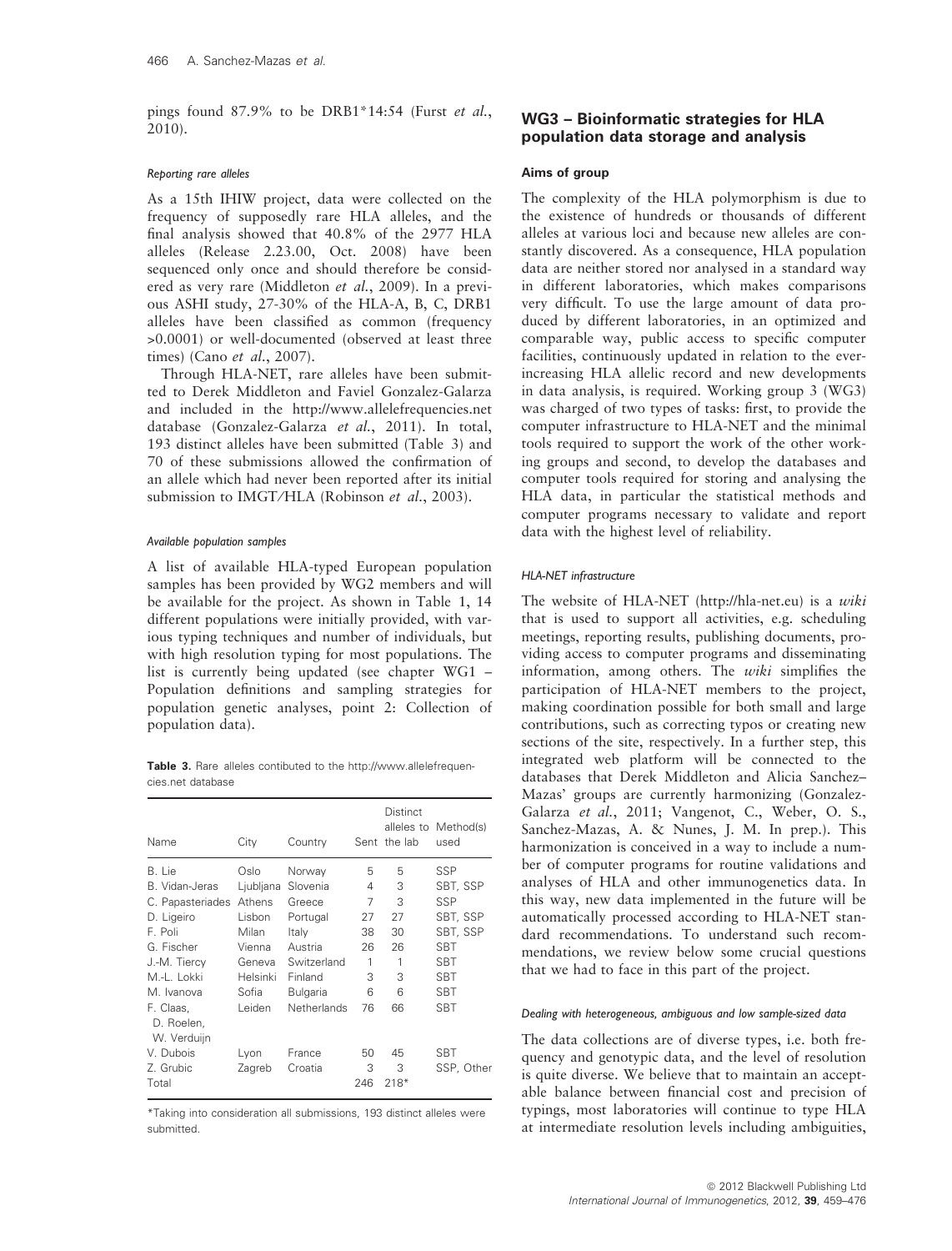pings found 87.9% to be DRB1*14:54 (Furst *et al.*, 2010).

#### *Reporting rare alleles*

As a 15th IHIW project, data were collected on the frequency of supposedly rare HLA alleles, and the final analysis showed that 40.8% of the 2977 HLA alleles (Release 2.23.00, Oct. 2008) have been sequenced only once and should therefore be considered as very rare (Middleton *et al.*, 2009). In a previous ASHI study, 27-30% of the HLA-A, B, C, DRB1 alleles have been classified as common (frequency >0.0001) or well-documented (observed at least three times) (Cano *et al.*, 2007).

Through HLA-NET, rare alleles have been submitted to Derek Middleton and Faviel Gonzalez-Galarza and included in the http://www.allelefrequencies.net database (Gonzalez-Galarza *et al.*, 2011). In total, 193 distinct alleles have been submitted (Table 3) and 70 of these submissions allowed the confirmation of an allele which had never been reported after its initial submission to IMGT/HLA (Robinson *et al.*, 2003).

#### *Available population samples*

A list of available HLA-typed European population samples has been provided by WG2 members and will be available for the project. As shown in Table 1, 14 different populations were initially provided, with various typing techniques and number of individuals, but with high resolution typing for most populations. The list is currently being updated (see chapter WG1 – Population definitions and sampling strategies for population genetic analyses, point 2: Collection of population data).

**Table 3.** Rare alleles contibuted to the http://www.allelefrequencies.net database

| Name | City | Country | Sent | Distinct alleles to the lab | Method(s) used |
|---|---|---|---|---|---|
| B. Lie | Oslo | Norway | 5 | 5 | SSP |
| B. Vidan-Jeras | Ljubljana | Slovenia | 4 | 3 | SBT, SSP |
| C. Papasteriades | Athens | Greece | 7 | 3 | SSP |
| D. Ligeiro | Lisbon | Portugal | 27 | 27 | SBT, SSP |
| F. Poli | Milan | Italy | 38 | 30 | SBT, SSP |
| G. Fischer | Vienna | Austria | 26 | 26 | SBT |
| J.-M. Tiercy | Geneva | Switzerland | 1 | 1 | SBT |
| M.-L. Lokki | Helsinki | Finland | 3 | 3 | SBT |
| M. Ivanova | Sofia | Bulgaria | 6 | 6 | SBT |
| F. Claas, D. Roelen, W. Verduijn | Leiden | Netherlands | 76 | 66 | SBT |
| V. Dubois | Lyon | France | 50 | 45 | SBT |
| Z. Grubic | Zagreb | Croatia | 3 | 3 | SSP, Other |
| Total | | | 246 | 218* | |

*Taking into consideration all submissions, 193 distinct alleles were submitted.

## WG3 – Bioinformatic strategies for HLA population data storage and analysis

### Aims of group

The complexity of the HLA polymorphism is due to the existence of hundreds or thousands of different alleles at various loci and because new alleles are constantly discovered. As a consequence, HLA population data are neither stored nor analysed in a standard way in different laboratories, which makes comparisons very difficult. To use the large amount of data produced by different laboratories, in an optimized and comparable way, public access to specific computer facilities, continuously updated in relation to the ever-increasing HLA allelic record and new developments in data analysis, is required. Working group 3 (WG3) was charged of two types of tasks: first, to provide the computer infrastructure to HLA-NET and the minimal tools required to support the work of the other working groups and second, to develop the databases and computer tools required for storing and analysing the HLA data, in particular the statistical methods and computer programs necessary to validate and report data with the highest level of reliability.

#### *HLA-NET infrastructure*

The website of HLA-NET (http://hla-net.eu) is a *wiki* that is used to support all activities, e.g. scheduling meetings, reporting results, publishing documents, providing access to computer programs and disseminating information, among others. The *wiki* simplifies the participation of HLA-NET members to the project, making coordination possible for both small and large contributions, such as correcting typos or creating new sections of the site, respectively. In a further step, this integrated web platform will be connected to the databases that Derek Middleton and Alicia Sanchez–Mazas' groups are currently harmonizing (Gonzalez-Galarza *et al.*, 2011; Vangenot, C., Weber, O. S., Sanchez-Mazas, A. & Nunes, J. M. In prep.). This harmonization is conceived in a way to include a number of computer programs for routine validations and analyses of HLA and other immunogenetics data. In this way, new data implemented in the future will be automatically processed according to HLA-NET standard recommendations. To understand such recommendations, we review below some crucial questions that we had to face in this part of the project.

#### *Dealing with heterogeneous, ambiguous and low sample-sized data*

The data collections are of diverse types, i.e. both frequency and genotypic data, and the level of resolution is quite diverse. We believe that to maintain an acceptable balance between financial cost and precision of typings, most laboratories will continue to type HLA at intermediate resolution levels including ambiguities,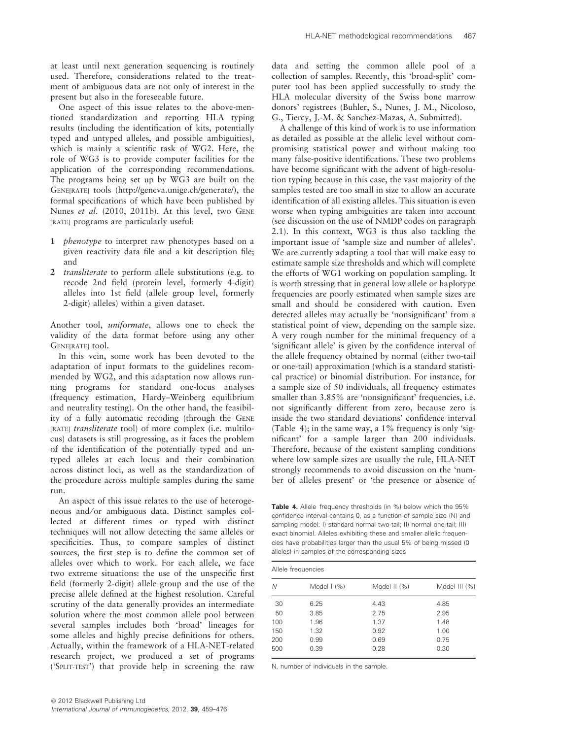at least until next generation sequencing is routinely used. Therefore, considerations related to the treatment of ambiguous data are not only of interest in the present but also in the foreseeable future.

One aspect of this issue relates to the above-mentioned standardization and reporting HLA typing results (including the identification of kits, potentially typed and untyped alleles, and possible ambiguities), which is mainly a scientific task of WG2. Here, the role of WG3 is to provide computer facilities for the application of the corresponding recommendations. The programs being set up by WG3 are built on the GENE[RATE] tools (http://geneva.unige.ch/generate/), the formal specifications of which have been published by Nunes *et al.* (2010, 2011b). At this level, two GENE [RATE] programs are particularly useful:

1 *phenotype* to interpret raw phenotypes based on a given reactivity data file and a kit description file; and
2 *transliterate* to perform allele substitutions (e.g. to recode 2nd field (protein level, formerly 4-digit) alleles into 1st field (allele group level, formerly 2-digit) alleles) within a given dataset.

Another tool, *uniformate*, allows one to check the validity of the data format before using any other GENE[RATE] tool.

In this vein, some work has been devoted to the adaptation of input formats to the guidelines recommended by WG2, and this adaptation now allows running programs for standard one-locus analyses (frequency estimation, Hardy–Weinberg equilibrium and neutrality testing). On the other hand, the feasibility of a fully automatic recoding (through the GENE [RATE] *transliterate* tool) of more complex (i.e. multilocus) datasets is still progressing, as it faces the problem of the identification of the potentially typed and untyped alleles at each locus and their combination across distinct loci, as well as the standardization of the procedure across multiple samples during the same run.

An aspect of this issue relates to the use of heterogeneous and/or ambiguous data. Distinct samples collected at different times or typed with distinct techniques will not allow detecting the same alleles or specificities. Thus, to compare samples of distinct sources, the first step is to define the common set of alleles over which to work. For each allele, we face two extreme situations: the use of the unspecific first field (formerly 2-digit) allele group and the use of the precise allele defined at the highest resolution. Careful scrutiny of the data generally provides an intermediate solution where the most common allele pool between several samples includes both 'broad' lineages for some alleles and highly precise definitions for others. Actually, within the framework of a HLA-NET-related research project, we produced a set of programs ('SPLIT-TEST') that provide help in screening the raw data and setting the common allele pool of a collection of samples. Recently, this 'broad-split' computer tool has been applied successfully to study the HLA molecular diversity of the Swiss bone marrow donors' registrees (Buhler, S., Nunes, J. M., Nicoloso, G., Tiercy, J.-M. & Sanchez-Mazas, A. Submitted).

A challenge of this kind of work is to use information as detailed as possible at the allelic level without compromising statistical power and without making too many false-positive identifications. These two problems have become significant with the advent of high-resolution typing because in this case, the vast majority of the samples tested are too small in size to allow an accurate identification of all existing alleles. This situation is even worse when typing ambiguities are taken into account (see discussion on the use of NMDP codes on paragraph 2.1). In this context, WG3 is thus also tackling the important issue of 'sample size and number of alleles'. We are currently adapting a tool that will make easy to estimate sample size thresholds and which will complete the efforts of WG1 working on population sampling. It is worth stressing that in general low allele or haplotype frequencies are poorly estimated when sample sizes are small and should be considered with caution. Even detected alleles may actually be 'nonsignificant' from a statistical point of view, depending on the sample size. A very rough number for the minimal frequency of a 'significant allele' is given by the confidence interval of the allele frequency obtained by normal (either two-tail or one-tail) approximation (which is a standard statistical practice) or binomial distribution. For instance, for a sample size of 50 individuals, all frequency estimates smaller than 3.85% are 'nonsignificant' frequencies, i.e. not significantly different from zero, because zero is inside the two standard deviations' confidence interval (Table 4); in the same way, a 1% frequency is only 'significant' for a sample larger than 200 individuals. Therefore, because of the existent sampling conditions where low sample sizes are usually the rule, HLA-NET strongly recommends to avoid discussion on the 'number of alleles present' or 'the presence or absence of

**Table 4.** Allele frequency thresholds (in %) below which the 95% confidence interval contains 0, as a function of sample size (N) and sampling model: I) standard normal two-tail; II) normal one-tail; III) exact binomial. Alleles exhibiting these and smaller allelic frequencies have probabilities larger than the usual 5% of being missed (0 alleles) in samples of the corresponding sizes

| Allele frequencies | | | |
|---|---|---|---|
| *N* | Model I (%) | Model II (%) | Model III (%) |
| 30 | 6.25 | 4.43 | 4.85 |
| 50 | 3.85 | 2.75 | 2.95 |
| 100 | 1.96 | 1.37 | 1.48 |
| 150 | 1.32 | 0.92 | 1.00 |
| 200 | 0.99 | 0.69 | 0.75 |
| 500 | 0.39 | 0.28 | 0.30 |

N, number of individuals in the sample.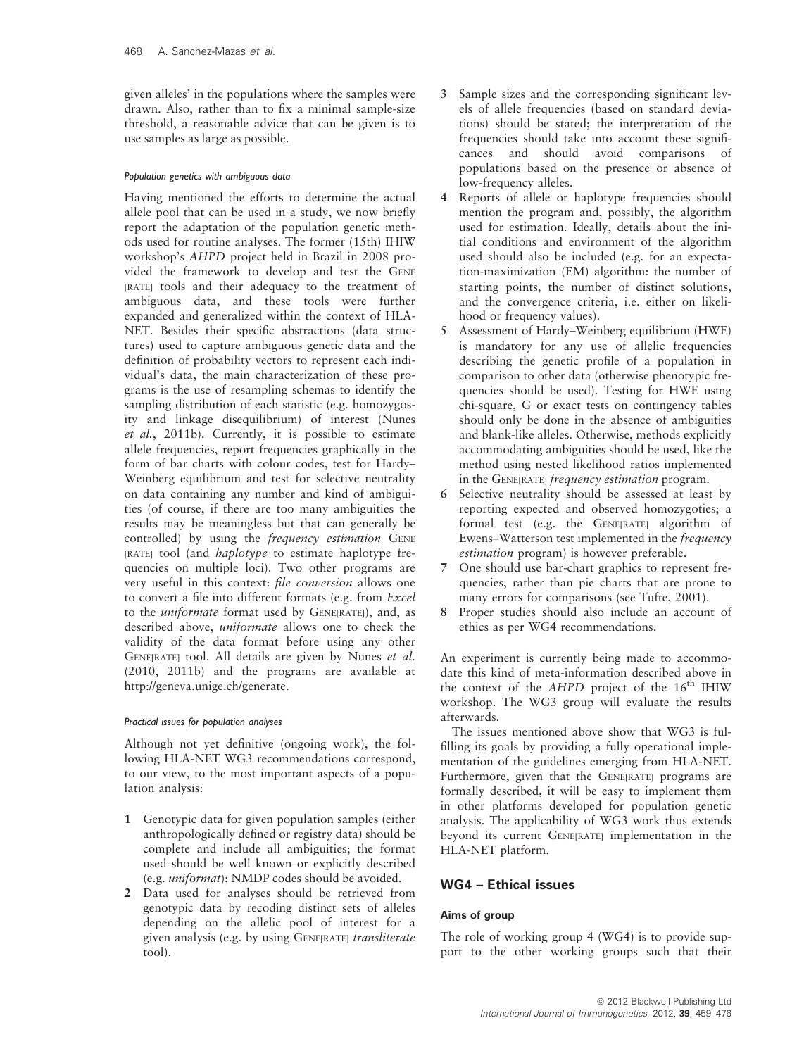given alleles' in the populations where the samples were drawn. Also, rather than to fix a minimal sample-size threshold, a reasonable advice that can be given is to use samples as large as possible.

#### *Population genetics with ambiguous data*

Having mentioned the efforts to determine the actual allele pool that can be used in a study, we now briefly report the adaptation of the population genetic methods used for routine analyses. The former (15th) IHIW workshop's *AHPD* project held in Brazil in 2008 provided the framework to develop and test the GENE[RATE] tools and their adequacy to the treatment of ambiguous data, and these tools were further expanded and generalized within the context of HLA-NET. Besides their specific abstractions (data structures) used to capture ambiguous genetic data and the definition of probability vectors to represent each individual's data, the main characterization of these programs is the use of resampling schemas to identify the sampling distribution of each statistic (e.g. homozygosity and linkage disequilibrium) of interest (Nunes *et al.*, 2011b). Currently, it is possible to estimate allele frequencies, report frequencies graphically in the form of bar charts with colour codes, test for Hardy–Weinberg equilibrium and test for selective neutrality on data containing any number and kind of ambiguities (of course, if there are too many ambiguities the results may be meaningless but that can generally be controlled) by using the *frequency estimation* GENE[RATE] tool (and *haplotype* to estimate haplotype frequencies on multiple loci). Two other programs are very useful in this context: *file conversion* allows one to convert a file into different formats (e.g. from *Excel* to the *uniformate* format used by GENE[RATE]), and, as described above, *uniformate* allows one to check the validity of the data format before using any other GENE[RATE] tool. All details are given by Nunes *et al.* (2010, 2011b) and the programs are available at http://geneva.unige.ch/generate.

#### *Practical issues for population analyses*

Although not yet definitive (ongoing work), the following HLA-NET WG3 recommendations correspond, to our view, to the most important aspects of a population analysis:

1. Genotypic data for given population samples (either anthropologically defined or registry data) should be complete and include all ambiguities; the format used should be well known or explicitly described (e.g. *uniformat*); NMDP codes should be avoided.
2. Data used for analyses should be retrieved from genotypic data by recoding distinct sets of alleles depending on the allelic pool of interest for a given analysis (e.g. by using GENE[RATE] *transliterate* tool).
3. Sample sizes and the corresponding significant levels of allele frequencies (based on standard deviations) should be stated; the interpretation of the frequencies should take into account these significances and should avoid comparisons of populations based on the presence or absence of low-frequency alleles.
4. Reports of allele or haplotype frequencies should mention the program and, possibly, the algorithm used for estimation. Ideally, details about the initial conditions and environment of the algorithm used should also be included (e.g. for an expectation-maximization (EM) algorithm: the number of starting points, the number of distinct solutions, and the convergence criteria, i.e. either on likelihood or frequency values).
5. Assessment of Hardy–Weinberg equilibrium (HWE) is mandatory for any use of allelic frequencies describing the genetic profile of a population in comparison to other data (otherwise phenotypic frequencies should be used). Testing for HWE using chi-square, G or exact tests on contingency tables should only be done in the absence of ambiguities and blank-like alleles. Otherwise, methods explicitly accommodating ambiguities should be used, like the method using nested likelihood ratios implemented in the GENE[RATE] *frequency estimation* program.
6. Selective neutrality should be assessed at least by reporting expected and observed homozygoties; a formal test (e.g. the GENE[RATE] algorithm of Ewens–Watterson test implemented in the *frequency estimation* program) is however preferable.
7. One should use bar-chart graphics to represent frequencies, rather than pie charts that are prone to many errors for comparisons (see Tufte, 2001).
8. Proper studies should also include an account of ethics as per WG4 recommendations.

An experiment is currently being made to accommodate this kind of meta-information described above in the context of the *AHPD* project of the 16[th] IHIW workshop. The WG3 group will evaluate the results afterwards.

The issues mentioned above show that WG3 is fulfilling its goals by providing a fully operational implementation of the guidelines emerging from HLA-NET. Furthermore, given that the GENE[RATE] programs are formally described, it will be easy to implement them in other platforms developed for population genetic analysis. The applicability of WG3 work thus extends beyond its current GENE[RATE] implementation in the HLA-NET platform.

## WG4 – Ethical issues

### Aims of group

The role of working group 4 (WG4) is to provide support to the other working groups such that their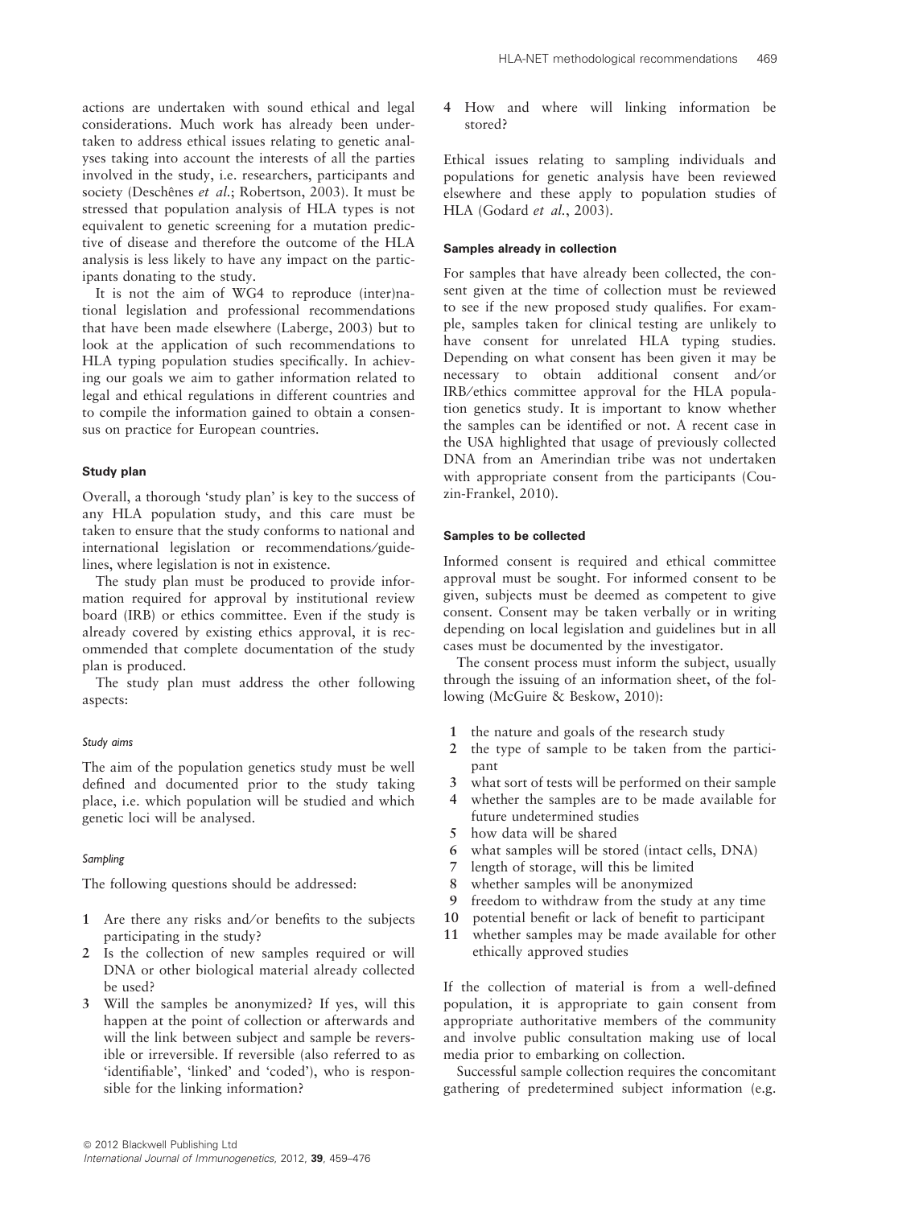actions are undertaken with sound ethical and legal considerations. Much work has already been undertaken to address ethical issues relating to genetic analyses taking into account the interests of all the parties involved in the study, i.e. researchers, participants and society (Deschênes *et al*.; Robertson, 2003). It must be stressed that population analysis of HLA types is not equivalent to genetic screening for a mutation predictive of disease and therefore the outcome of the HLA analysis is less likely to have any impact on the participants donating to the study.

It is not the aim of WG4 to reproduce (inter)national legislation and professional recommendations that have been made elsewhere (Laberge, 2003) but to look at the application of such recommendations to HLA typing population studies specifically. In achieving our goals we aim to gather information related to legal and ethical regulations in different countries and to compile the information gained to obtain a consensus on practice for European countries.

### Study plan

Overall, a thorough 'study plan' is key to the success of any HLA population study, and this care must be taken to ensure that the study conforms to national and international legislation or recommendations/guidelines, where legislation is not in existence.

The study plan must be produced to provide information required for approval by institutional review board (IRB) or ethics committee. Even if the study is already covered by existing ethics approval, it is recommended that complete documentation of the study plan is produced.

The study plan must address the other following aspects:

#### *Study aims*

The aim of the population genetics study must be well defined and documented prior to the study taking place, i.e. which population will be studied and which genetic loci will be analysed.

#### *Sampling*

The following questions should be addressed:

1. Are there any risks and/or benefits to the subjects participating in the study?
2. Is the collection of new samples required or will DNA or other biological material already collected be used?
3. Will the samples be anonymized? If yes, will this happen at the point of collection or afterwards and will the link between subject and sample be reversible or irreversible. If reversible (also referred to as 'identifiable', 'linked' and 'coded'), who is responsible for the linking information?
4. How and where will linking information be stored?

Ethical issues relating to sampling individuals and populations for genetic analysis have been reviewed elsewhere and these apply to population studies of HLA (Godard *et al*., 2003).

### Samples already in collection

For samples that have already been collected, the consent given at the time of collection must be reviewed to see if the new proposed study qualifies. For example, samples taken for clinical testing are unlikely to have consent for unrelated HLA typing studies. Depending on what consent has been given it may be necessary to obtain additional consent and/or IRB/ethics committee approval for the HLA population genetics study. It is important to know whether the samples can be identified or not. A recent case in the USA highlighted that usage of previously collected DNA from an Amerindian tribe was not undertaken with appropriate consent from the participants (Couzin-Frankel, 2010).

### Samples to be collected

Informed consent is required and ethical committee approval must be sought. For informed consent to be given, subjects must be deemed as competent to give consent. Consent may be taken verbally or in writing depending on local legislation and guidelines but in all cases must be documented by the investigator.

The consent process must inform the subject, usually through the issuing of an information sheet, of the following (McGuire & Beskow, 2010):

1. the nature and goals of the research study
2. the type of sample to be taken from the participant
3. what sort of tests will be performed on their sample
4. whether the samples are to be made available for future undetermined studies
5. how data will be shared
6. what samples will be stored (intact cells, DNA)
7. length of storage, will this be limited
8. whether samples will be anonymized
9. freedom to withdraw from the study at any time
10. potential benefit or lack of benefit to participant
11. whether samples may be made available for other ethically approved studies

If the collection of material is from a well-defined population, it is appropriate to gain consent from appropriate authoritative members of the community and involve public consultation making use of local media prior to embarking on collection.

Successful sample collection requires the concomitant gathering of predetermined subject information (e.g.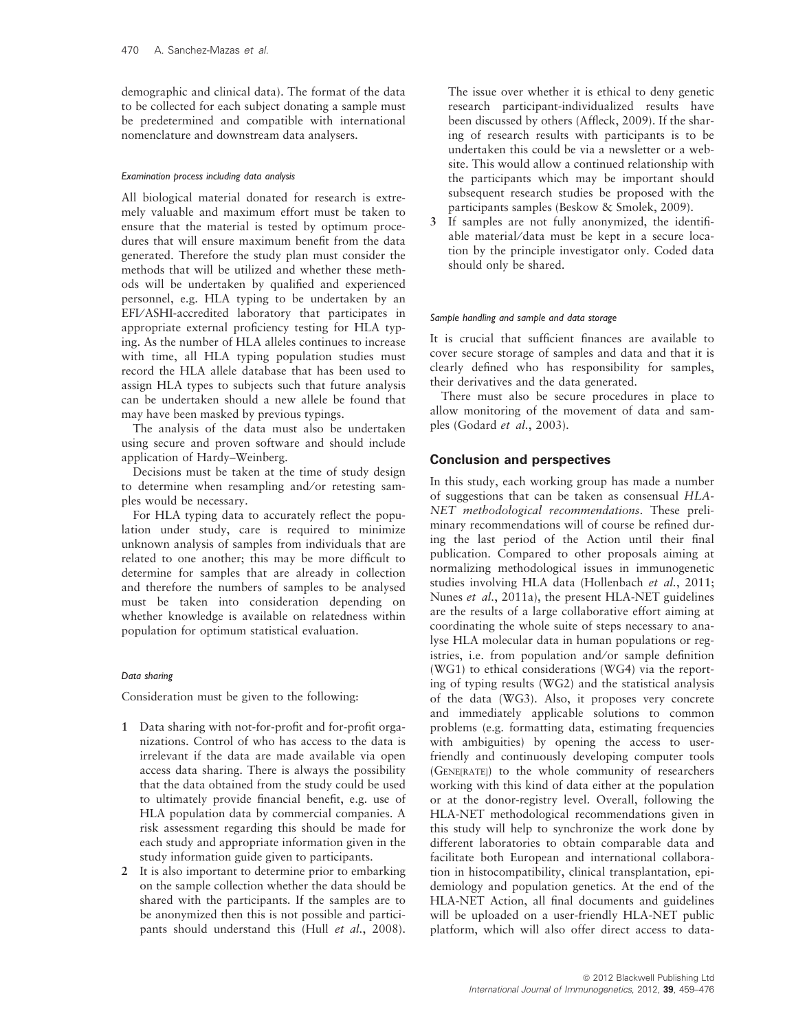demographic and clinical data). The format of the data to be collected for each subject donating a sample must be predetermined and compatible with international nomenclature and downstream data analysers.

#### *Examination process including data analysis*

All biological material donated for research is extremely valuable and maximum effort must be taken to ensure that the material is tested by optimum procedures that will ensure maximum benefit from the data generated. Therefore the study plan must consider the methods that will be utilized and whether these methods will be undertaken by qualified and experienced personnel, e.g. HLA typing to be undertaken by an EFI/ASHI-accredited laboratory that participates in appropriate external proficiency testing for HLA typing. As the number of HLA alleles continues to increase with time, all HLA typing population studies must record the HLA allele database that has been used to assign HLA types to subjects such that future analysis can be undertaken should a new allele be found that may have been masked by previous typings.

The analysis of the data must also be undertaken using secure and proven software and should include application of Hardy–Weinberg.

Decisions must be taken at the time of study design to determine when resampling and/or retesting samples would be necessary.

For HLA typing data to accurately reflect the population under study, care is required to minimize unknown analysis of samples from individuals that are related to one another; this may be more difficult to determine for samples that are already in collection and therefore the numbers of samples to be analysed must be taken into consideration depending on whether knowledge is available on relatedness within population for optimum statistical evaluation.

#### *Data sharing*

Consideration must be given to the following:

1. Data sharing with not-for-profit and for-profit organizations. Control of who has access to the data is irrelevant if the data are made available via open access data sharing. There is always the possibility that the data obtained from the study could be used to ultimately provide financial benefit, e.g. use of HLA population data by commercial companies. A risk assessment regarding this should be made for each study and appropriate information given in the study information guide given to participants.
2. It is also important to determine prior to embarking on the sample collection whether the data should be shared with the participants. If the samples are to be anonymized then this is not possible and participants should understand this (Hull *et al.*, 2008). The issue over whether it is ethical to deny genetic research participant-individualized results have been discussed by others (Affleck, 2009). If the sharing of research results with participants is to be undertaken this could be via a newsletter or a website. This would allow a continued relationship with the participants which may be important should subsequent research studies be proposed with the participants samples (Beskow & Smolek, 2009).
3. If samples are not fully anonymized, the identifiable material/data must be kept in a secure location by the principle investigator only. Coded data should only be shared.

#### *Sample handling and sample and data storage*

It is crucial that sufficient finances are available to cover secure storage of samples and data and that it is clearly defined who has responsibility for samples, their derivatives and the data generated.

There must also be secure procedures in place to allow monitoring of the movement of data and samples (Godard *et al.*, 2003).

## Conclusion and perspectives

In this study, each working group has made a number of suggestions that can be taken as consensual *HLA-NET methodological recommendations*. These preliminary recommendations will of course be refined during the last period of the Action until their final publication. Compared to other proposals aiming at normalizing methodological issues in immunogenetic studies involving HLA data (Hollenbach *et al.*, 2011; Nunes *et al.*, 2011a), the present HLA-NET guidelines are the results of a large collaborative effort aiming at coordinating the whole suite of steps necessary to analyse HLA molecular data in human populations or registries, i.e. from population and/or sample definition (WG1) to ethical considerations (WG4) via the reporting of typing results (WG2) and the statistical analysis of the data (WG3). Also, it proposes very concrete and immediately applicable solutions to common problems (e.g. formatting data, estimating frequencies with ambiguities) by opening the access to user-friendly and continuously developing computer tools (GENE[RATE]) to the whole community of researchers working with this kind of data either at the population or at the donor-registry level. Overall, following the HLA-NET methodological recommendations given in this study will help to synchronize the work done by different laboratories to obtain comparable data and facilitate both European and international collaboration in histocompatibility, clinical transplantation, epidemiology and population genetics. At the end of the HLA-NET Action, all final documents and guidelines will be uploaded on a user-friendly HLA-NET public platform, which will also offer direct access to data-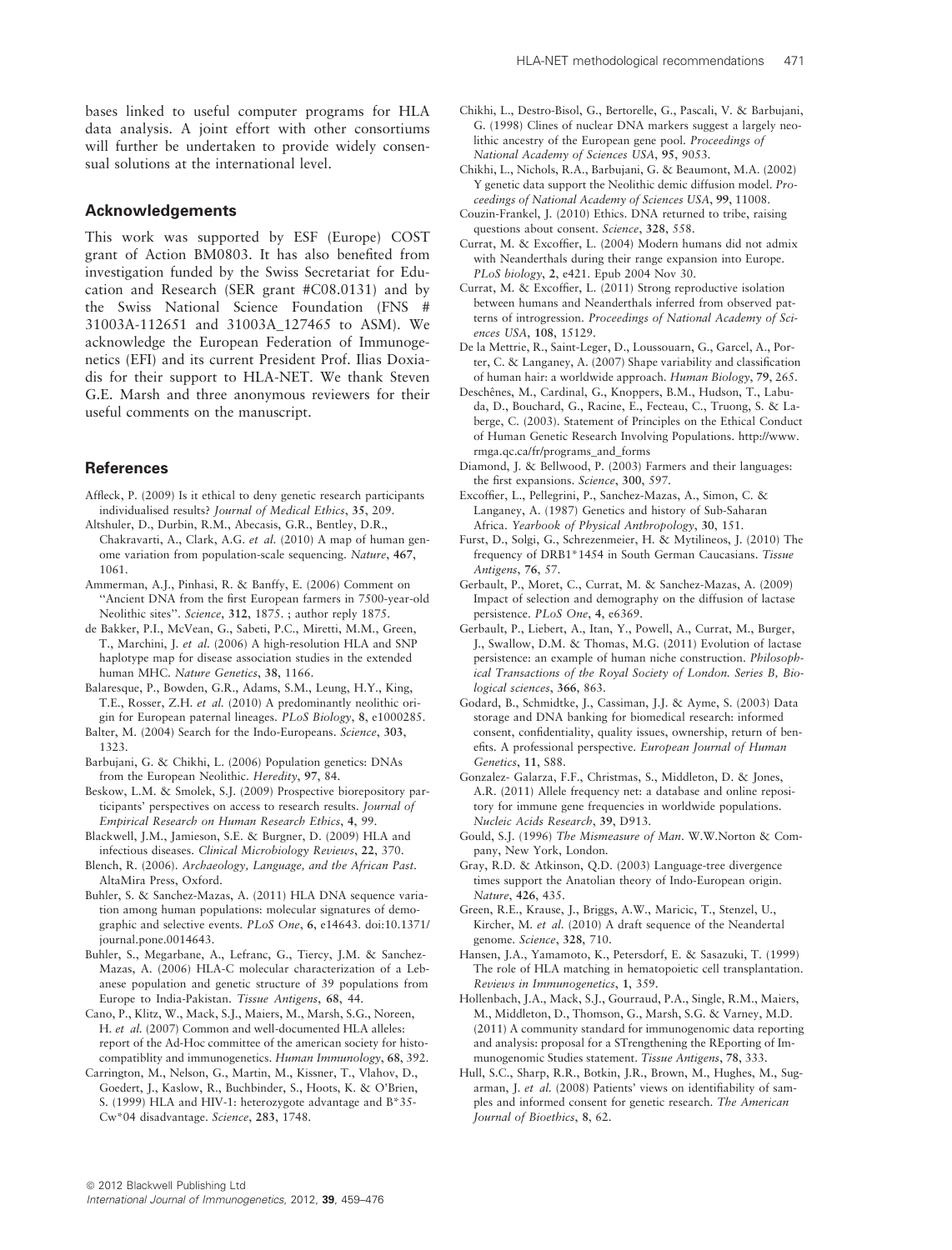bases linked to useful computer programs for HLA data analysis. A joint effort with other consortiums will further be undertaken to provide widely consensual solutions at the international level.

## Acknowledgements

This work was supported by ESF (Europe) COST grant of Action BM0803. It has also benefited from investigation funded by the Swiss Secretariat for Education and Research (SER grant #C08.0131) and by the Swiss National Science Foundation (FNS # 31003A-112651 and 31003A_127465 to ASM). We acknowledge the European Federation of Immunogenetics (EFI) and its current President Prof. Ilias Doxiadis for their support to HLA-NET. We thank Steven G.E. Marsh and three anonymous reviewers for their useful comments on the manuscript.

## References

Affleck, P. (2009) Is it ethical to deny genetic research participants individualised results? *Journal of Medical Ethics*, **35**, 209.

Altshuler, D., Durbin, R.M., Abecasis, G.R., Bentley, D.R., Chakravarti, A., Clark, A.G. *et al.* (2010) A map of human genome variation from population-scale sequencing. *Nature*, **467**, 1061.

Ammerman, A.J., Pinhasi, R. & Banffy, E. (2006) Comment on ''Ancient DNA from the first European farmers in 7500-year-old Neolithic sites''. *Science*, **312**, 1875. ; author reply 1875.

de Bakker, P.I., McVean, G., Sabeti, P.C., Miretti, M.M., Green, T., Marchini, J. *et al.* (2006) A high-resolution HLA and SNP haplotype map for disease association studies in the extended human MHC. *Nature Genetics*, **38**, 1166.

Balaresque, P., Bowden, G.R., Adams, S.M., Leung, H.Y., King, T.E., Rosser, Z.H. *et al.* (2010) A predominantly neolithic origin for European paternal lineages. *PLoS Biology*, **8**, e1000285.

Balter, M. (2004) Search for the Indo-Europeans. *Science*, **303**, 1323.

Barbujani, G. & Chikhi, L. (2006) Population genetics: DNAs from the European Neolithic. *Heredity*, **97**, 84.

Beskow, L.M. & Smolek, S.J. (2009) Prospective biorepository participants' perspectives on access to research results. *Journal of Empirical Research on Human Research Ethics*, **4**, 99.

Blackwell, J.M., Jamieson, S.E. & Burgner, D. (2009) HLA and infectious diseases. *Clinical Microbiology Reviews*, **22**, 370.

Blench, R. (2006). *Archaeology, Language, and the African Past*. AltaMira Press, Oxford.

Buhler, S. & Sanchez-Mazas, A. (2011) HLA DNA sequence variation among human populations: molecular signatures of demographic and selective events. *PLoS One*, **6**, e14643. doi:10.1371/journal.pone.0014643.

Buhler, S., Megarbane, A., Lefranc, G., Tiercy, J.M. & Sanchez-Mazas, A. (2006) HLA-C molecular characterization of a Lebanese population and genetic structure of 39 populations from Europe to India-Pakistan. *Tissue Antigens*, **68**, 44.

Cano, P., Klitz, W., Mack, S.J., Maiers, M., Marsh, S.G., Noreen, H. *et al.* (2007) Common and well-documented HLA alleles: report of the Ad-Hoc committee of the american society for histocompatiblity and immunogenetics. *Human Immunology*, **68**, 392.

Carrington, M., Nelson, G., Martin, M., Kissner, T., Vlahov, D., Goedert, J., Kaslow, R., Buchbinder, S., Hoots, K. & O'Brien, S. (1999) HLA and HIV-1: heterozygote advantage and B*35-Cw*04 disadvantage. *Science*, **283**, 1748.

Chikhi, L., Destro-Bisol, G., Bertorelle, G., Pascali, V. & Barbujani, G. (1998) Clines of nuclear DNA markers suggest a largely neolithic ancestry of the European gene pool. *Proceedings of National Academy of Sciences USA*, **95**, 9053.

Chikhi, L., Nichols, R.A., Barbujani, G. & Beaumont, M.A. (2002) Y genetic data support the Neolithic demic diffusion model. *Proceedings of National Academy of Sciences USA*, **99**, 11008.

Couzin-Frankel, J. (2010) Ethics. DNA returned to tribe, raising questions about consent. *Science*, **328**, 558.

Currat, M. & Excoffier, L. (2004) Modern humans did not admix with Neanderthals during their range expansion into Europe. *PLoS biology*, **2**, e421. Epub 2004 Nov 30.

Currat, M. & Excoffier, L. (2011) Strong reproductive isolation between humans and Neanderthals inferred from observed patterns of introgression. *Proceedings of National Academy of Sciences USA*, **108**, 15129.

De la Mettrie, R., Saint-Leger, D., Loussouarn, G., Garcel, A., Porter, C. & Langaney, A. (2007) Shape variability and classification of human hair: a worldwide approach. *Human Biology*, **79**, 265.

Deschênes, M., Cardinal, G., Knoppers, B.M., Hudson, T., Labuda, D., Bouchard, G., Racine, E., Fecteau, C., Truong, S. & Laberge, C. (2003). Statement of Principles on the Ethical Conduct of Human Genetic Research Involving Populations. http://www.rmga.qc.ca/fr/programs_and_forms

Diamond, J. & Bellwood, P. (2003) Farmers and their languages: the first expansions. *Science*, **300**, 597.

Excoffier, L., Pellegrini, P., Sanchez-Mazas, A., Simon, C. & Langaney, A. (1987) Genetics and history of Sub-Saharan Africa. *Yearbook of Physical Anthropology*, **30**, 151.

Furst, D., Solgi, G., Schrezenmeier, H. & Mytilineos, J. (2010) The frequency of DRB1*1454 in South German Caucasians. *Tissue Antigens*, **76**, 57.

Gerbault, P., Moret, C., Currat, M. & Sanchez-Mazas, A. (2009) Impact of selection and demography on the diffusion of lactase persistence. *PLoS One*, **4**, e6369.

Gerbault, P., Liebert, A., Itan, Y., Powell, A., Currat, M., Burger, J., Swallow, D.M. & Thomas, M.G. (2011) Evolution of lactase persistence: an example of human niche construction. *Philosophical Transactions of the Royal Society of London. Series B, Biological sciences*, **366**, 863.

Godard, B., Schmidtke, J., Cassiman, J.J. & Ayme, S. (2003) Data storage and DNA banking for biomedical research: informed consent, confidentiality, quality issues, ownership, return of benefits. A professional perspective. *European Journal of Human Genetics*, **11**, S88.

Gonzalez- Galarza, F.F., Christmas, S., Middleton, D. & Jones, A.R. (2011) Allele frequency net: a database and online repository for immune gene frequencies in worldwide populations. *Nucleic Acids Research*, **39**, D913.

Gould, S.J. (1996) *The Mismeasure of Man*. W.W.Norton & Company, New York, London.

Gray, R.D. & Atkinson, Q.D. (2003) Language-tree divergence times support the Anatolian theory of Indo-European origin. *Nature*, **426**, 435.

Green, R.E., Krause, J., Briggs, A.W., Maricic, T., Stenzel, U., Kircher, M. *et al.* (2010) A draft sequence of the Neandertal genome. *Science*, **328**, 710.

Hansen, J.A., Yamamoto, K., Petersdorf, E. & Sasazuki, T. (1999) The role of HLA matching in hematopoietic cell transplantation. *Reviews in Immunogenetics*, **1**, 359.

Hollenbach, J.A., Mack, S.J., Gourraud, P.A., Single, R.M., Maiers, M., Middleton, D., Thomson, G., Marsh, S.G. & Varney, M.D. (2011) A community standard for immunogenomic data reporting and analysis: proposal for a STrengthening the REporting of Immunogenomic Studies statement. *Tissue Antigens*, **78**, 333.

Hull, S.C., Sharp, R.R., Botkin, J.R., Brown, M., Hughes, M., Sugarman, J. *et al.* (2008) Patients' views on identifiability of samples and informed consent for genetic research. *The American Journal of Bioethics*, **8**, 62.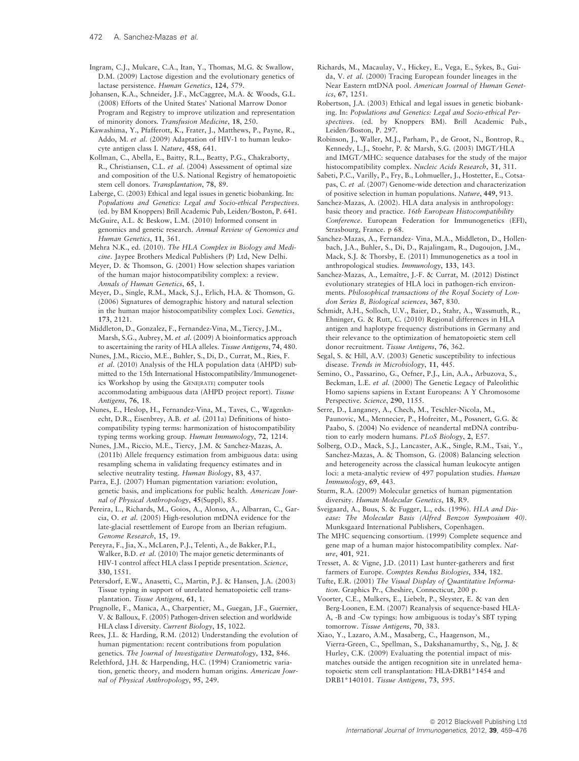Ingram, C.J., Mulcare, C.A., Itan, Y., Thomas, M.G. & Swallow, D.M. (2009) Lactose digestion and the evolutionary genetics of lactase persistence. *Human Genetics*, **124**, 579.

Johansen, K.A., Schneider, J.F., McCaggree, M.A. & Woods, G.L. (2008) Efforts of the United States' National Marrow Donor Program and Registry to improve utilization and representation of minority donors. *Transfusion Medicine*, **18**, 250.

Kawashima, Y., Pfafferott, K., Frater, J., Matthews, P., Payne, R., Addo, M. *et al*. (2009) Adaptation of HIV-1 to human leukocyte antigen class I. *Nature*, **458**, 641.

Kollman, C., Abella, E., Baitty, R.L., Beatty, P.G., Chakraborty, R., Christiansen, C.L. *et al*. (2004) Assessment of optimal size and composition of the U.S. National Registry of hematopoietic stem cell donors. *Transplantation*, **78**, 89.

Laberge, C. (2003) Ethical and legal issues in genetic biobanking. In: *Populations and Genetics: Legal and Socio-ethical Perspectives*. (ed. by BM Knoppers) Brill Academic Pub, Leiden/Boston, P. 641.

McGuire, A.L. & Beskow, L.M. (2010) Informed consent in genomics and genetic research. *Annual Review of Genomics and Human Genetics*, **11**, 361.

Mehra N.K., ed. (2010). *The HLA Complex in Biology and Medicine*. Jaypee Brothers Medical Publishers (P) Ltd, New Delhi.

Meyer, D. & Thomson, G. (2001) How selection shapes variation of the human major histocompatibility complex: a review. *Annals of Human Genetics*, **65**, 1.

Meyer, D., Single, R.M., Mack, S.J., Erlich, H.A. & Thomson, G. (2006) Signatures of demographic history and natural selection in the human major histocompatibility complex Loci. *Genetics*, **173**, 2121.

Middleton, D., Gonzalez, F., Fernandez-Vina, M., Tiercy, J.M., Marsh, S.G., Aubrey, M. *et al*. (2009) A bioinformatics approach to ascertaining the rarity of HLA alleles. *Tissue Antigens*, **74**, 480.

Nunes, J.M., Riccio, M.E., Buhler, S., Di, D., Currat, M., Ries, F. *et al*. (2010) Analysis of the HLA population data (AHPD) submitted to the 15th International Histocompatibility/Immunogenetics Workshop by using the GENE[RATE] computer tools accommodating ambiguous data (AHPD project report). *Tissue Antigens*, **76**, 18.

Nunes, E., Heslop, H., Fernandez-Vina, M., Taves, C., Wagenknecht, D.R., Eisenbrey, A.B. *et al*. (2011a) Definitions of histocompatibility typing terms: harmonization of histocompatibility typing terms working group. *Human Immunology*, **72**, 1214.

Nunes, J.M., Riccio, M.E., Tiercy, J.M. & Sanchez-Mazas, A. (2011b) Allele frequency estimation from ambiguous data: using resampling schema in validating frequency estimates and in selective neutrality testing. *Human Biology*, **83**, 437.

Parra, E.J. (2007) Human pigmentation variation: evolution, genetic basis, and implications for public health. *American Journal of Physical Anthropology*, **45**(Suppl), 85.

Pereira, L., Richards, M., Goios, A., Alonso, A., Albarran, C., Garcia, O. *et al*. (2005) High-resolution mtDNA evidence for the late-glacial resettlement of Europe from an Iberian refugium. *Genome Research*, **15**, 19.

Pereyra, F., Jia, X., McLaren, P.J., Telenti, A., de Bakker, P.I., Walker, B.D. *et al*. (2010) The major genetic determinants of HIV-1 control affect HLA class I peptide presentation. *Science*, **330**, 1551.

Petersdorf, E.W., Anasetti, C., Martin, P.J. & Hansen, J.A. (2003) Tissue typing in support of unrelated hematopoietic cell transplantation. *Tissue Antigens*, **61**, 1.

Prugnolle, F., Manica, A., Charpentier, M., Guegan, J.F., Guernier, V. & Balloux, F. (2005) Pathogen-driven selection and worldwide HLA class I diversity. *Current Biology*, **15**, 1022.

Rees, J.L. & Harding, R.M. (2012) Understanding the evolution of human pigmentation: recent contributions from population genetics. *The Journal of Investigative Dermatology*, **132**, 846.

Relethford, J.H. & Harpending, H.C. (1994) Craniometric variation, genetic theory, and modern human origins. *American Journal of Physical Anthropology*, **95**, 249.

Richards, M., Macaulay, V., Hickey, E., Vega, E., Sykes, B., Guida, V. *et al*. (2000) Tracing European founder lineages in the Near Eastern mtDNA pool. *American Journal of Human Genetics*, **67**, 1251.

Robertson, J.A. (2003) Ethical and legal issues in genetic biobanking. In: *Populations and Genetics: Legal and Socio-ethical Perspectives*. (ed. by Knoppers BM). Brill Academic Pub., Leiden/Boston, P. 297.

Robinson, J., Waller, M.J., Parham, P., de Groot, N., Bontrop, R., Kennedy, L.J., Stoehr, P. & Marsh, S.G. (2003) IMGT/HLA and IMGT/MHC: sequence databases for the study of the major histocompatibility complex. *Nucleic Acids Research*, **31**, 311.

Sabeti, P.C., Varilly, P., Fry, B., Lohmueller, J., Hostetter, E., Cotsapas, C. *et al*. (2007) Genome-wide detection and characterization of positive selection in human populations. *Nature*, **449**, 913.

Sanchez-Mazas, A. (2002). HLA data analysis in anthropology: basic theory and practice. *16th European Histocompatibility Conference*. European Federation for Immunogenetics (EFI), Strasbourg, France. p 68.

Sanchez-Mazas, A., Fernandez- Vina, M.A., Middleton, D., Hollenbach, J.A., Buhler, S., Di, D., Rajalingam, R., Dugoujon, J.M., Mack, S.J. & Thorsby, E. (2011) Immunogenetics as a tool in anthropological studies. *Immunology*, **133**, 143.

Sanchez-Mazas, A., Lemaître, J.-F. & Currat, M. (2012) Distinct evolutionary strategies of HLA loci in pathogen-rich environments. *Philosophical transactions of the Royal Society of London Series B, Biological sciences*, **367**, 830.

Schmidt, A.H., Solloch, U.V., Baier, D., Stahr, A., Wassmuth, R., Ehninger, G. & Rutt, C. (2010) Regional differences in HLA antigen and haplotype frequency distributions in Germany and their relevance to the optimization of hematopoietic stem cell donor recruitment. *Tissue Antigens*, **76**, 362.

Segal, S. & Hill, A.V. (2003) Genetic susceptibility to infectious disease. *Trends in Microbiology*, **11**, 445.

Semino, O., Passarino, G., Oefner, P.J., Lin, A.A., Arbuzova, S., Beckman, L.E. *et al*. (2000) The Genetic Legacy of Paleolithic Homo sapiens sapiens in Extant Europeans: A Y Chromosome Perspective. *Science*, **290**, 1155.

Serre, D., Langaney, A., Chech, M., Teschler-Nicola, M., Paunovic, M., Mennecier, P., Hofreiter, M., Possnert, G.G. & Paabo, S. (2004) No evidence of neandertal mtDNA contribution to early modern humans. *PLoS Biology*, **2**, E57.

Solberg, O.D., Mack, S.J., Lancaster, A.K., Single, R.M., Tsai, Y., Sanchez-Mazas, A. & Thomson, G. (2008) Balancing selection and heterogeneity across the classical human leukocyte antigen loci: a meta-analytic review of 497 population studies. *Human Immunology*, **69**, 443.

Sturm, R.A. (2009) Molecular genetics of human pigmentation diversity. *Human Molecular Genetics*, **18**, R9.

Svejgaard, A., Buus, S. & Fugger, L., eds. (1996). *HLA and Disease: The Molecular Basis (Alfred Benzon Symposium 40)*. Munksgaard International Publishers, Copenhagen.

The MHC sequencing consortium. (1999) Complete sequence and gene map of a human major histocompatibility complex. *Nature*, **401**, 921.

Tresset, A. & Vigne, J.D. (2011) Last hunter-gatherers and first farmers of Europe. *Comptes Rendus Biologies*, **334**, 182.

Tufte, E.R. (2001) *The Visual Display of Quantitative Information*. Graphics Pr., Cheshire, Connecticut, 200 p.

Voorter, C.E., Mulkers, E., Liebelt, P., Sleyster, E. & van den Berg-Loonen, E.M. (2007) Reanalysis of sequence-based HLA-A, -B and -Cw typings: how ambiguous is today's SBT typing tomorrow. *Tissue Antigens*, **70**, 383.

Xiao, Y., Lazaro, A.M., Masaberg, C., Haagenson, M., Vierra-Green, C., Spellman, S., Dakshanamurthy, S., Ng, J. & Hurley, C.K. (2009) Evaluating the potential impact of mismatches outside the antigen recognition site in unrelated hematopoietic stem cell transplantation: HLA-DRB1*1454 and DRB1*140101. *Tissue Antigens*, **73**, 595.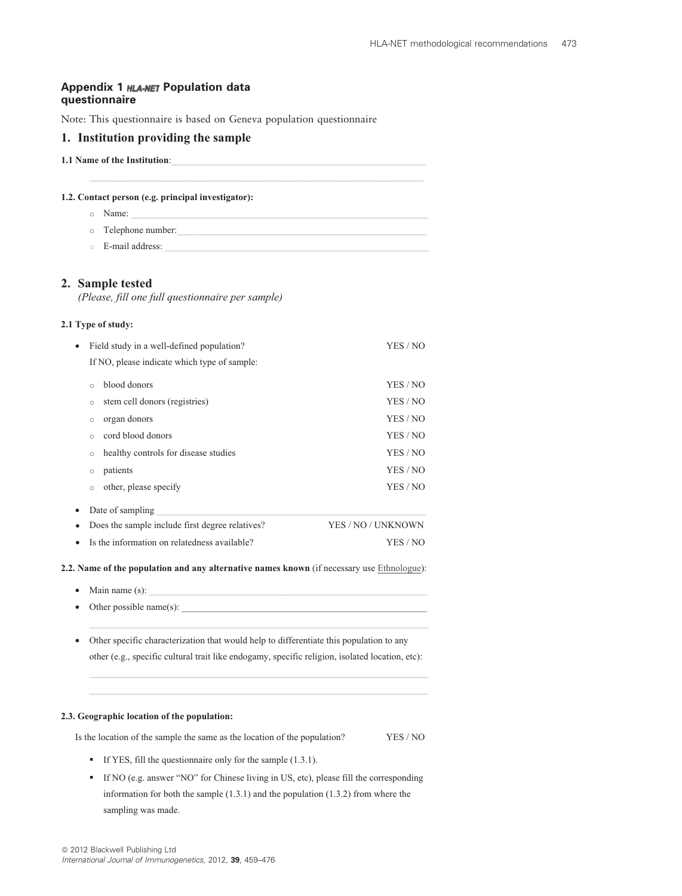## Appendix 1 HLA-NET Population data questionnaire

Note: This questionnaire is based on Geneva population questionnaire

## 1. Institution providing the sample

**1.1 Name of the Institution**:\_\_\_\_\_\_\_\_\_\_\_\_\_\_\_\_\_\_\_\_\_\_\_\_\_\_\_\_\_\_\_\_\_\_\_\_\_\_\_\_\_\_\_\_\_\_\_\_\_\_\_\_\_\_

\_\_\_\_\_\_\_\_\_\_\_\_\_\_\_\_\_\_\_\_\_\_\_\_\_\_\_\_\_\_\_\_\_\_\_\_\_\_\_\_\_\_\_\_\_\_\_\_\_\_\_\_\_\_\_\_\_\_\_\_\_\_\_\_

**1.2. Contact person (e.g. principal investigator):**

- Name: \_\_\_\_\_\_\_\_\_\_\_\_\_\_\_\_\_\_\_\_\_\_\_\_\_\_\_\_\_\_\_\_\_\_\_\_\_\_\_\_\_\_\_\_\_\_\_\_\_\_\_\_\_\_\_\_\_\_
- Telephone number:\_\_\_\_\_\_\_\_\_\_\_\_\_\_\_\_\_\_\_\_\_\_\_\_\_\_\_\_\_\_\_\_\_\_\_\_\_\_\_\_\_\_\_\_\_\_\_\_\_\_
- E-mail address: \_\_\_\_\_\_\_\_\_\_\_\_\_\_\_\_\_\_\_\_\_\_\_\_\_\_\_\_\_\_\_\_\_\_\_\_\_\_\_\_\_\_\_\_\_\_\_\_\_\_\_

## 2. Sample tested

*(Please, fill one full questionnaire per sample)*

**2.1 Type of study:**

- Field study in a well-defined population? YES / NO

  If NO, please indicate which type of sample:

  - blood donors YES / NO
  - stem cell donors (registries) YES / NO
  - organ donors YES / NO
  - cord blood donors YES / NO
  - healthy controls for disease studies YES / NO
  - patients YES / NO
  - other, please specify YES / NO

- Date of sampling \_\_\_\_\_\_\_\_\_\_\_\_\_\_\_\_\_\_\_\_\_\_\_\_\_\_\_\_\_\_\_\_\_\_\_\_\_\_\_\_\_\_\_\_\_\_\_\_\_\_\_\_\_\_
- Does the sample include first degree relatives? YES / NO / UNKNOWN
- Is the information on relatedness available? YES / NO

**2.2. Name of the population and any alternative names known** (if necessary use Ethnologue):

- Main name (s): \_\_\_\_\_\_\_\_\_\_\_\_\_\_\_\_\_\_\_\_\_\_\_\_\_\_\_\_\_\_\_\_\_\_\_\_\_\_\_\_\_\_\_\_\_\_\_\_\_\_\_\_\_\_
- Other possible name(s): \_\_\_\_\_\_\_\_\_\_\_\_\_\_\_\_\_\_\_\_\_\_\_\_\_\_\_\_\_\_\_\_\_\_\_\_\_\_\_\_\_\_\_\_\_\_\_\_

  \_\_\_\_\_\_\_\_\_\_\_\_\_\_\_\_\_\_\_\_\_\_\_\_\_\_\_\_\_\_\_\_\_\_\_\_\_\_\_\_\_\_\_\_\_\_\_\_\_\_\_\_\_\_\_\_\_\_\_\_\_\_\_\_

- Other specific characterization that would help to differentiate this population to any other (e.g., specific cultural trait like endogamy, specific religion, isolated location, etc):

  \_\_\_\_\_\_\_\_\_\_\_\_\_\_\_\_\_\_\_\_\_\_\_\_\_\_\_\_\_\_\_\_\_\_\_\_\_\_\_\_\_\_\_\_\_\_\_\_\_\_\_\_\_\_\_\_\_\_\_\_\_\_\_\_

  \_\_\_\_\_\_\_\_\_\_\_\_\_\_\_\_\_\_\_\_\_\_\_\_\_\_\_\_\_\_\_\_\_\_\_\_\_\_\_\_\_\_\_\_\_\_\_\_\_\_\_\_\_\_\_\_\_\_\_\_\_\_\_\_

**2.3. Geographic location of the population:**

Is the location of the sample the same as the location of the population? YES / NO

- If YES, fill the questionnaire only for the sample (1.3.1).
- If NO (e.g. answer "NO" for Chinese living in US, etc), please fill the corresponding information for both the sample (1.3.1) and the population (1.3.2) from where the sampling was made.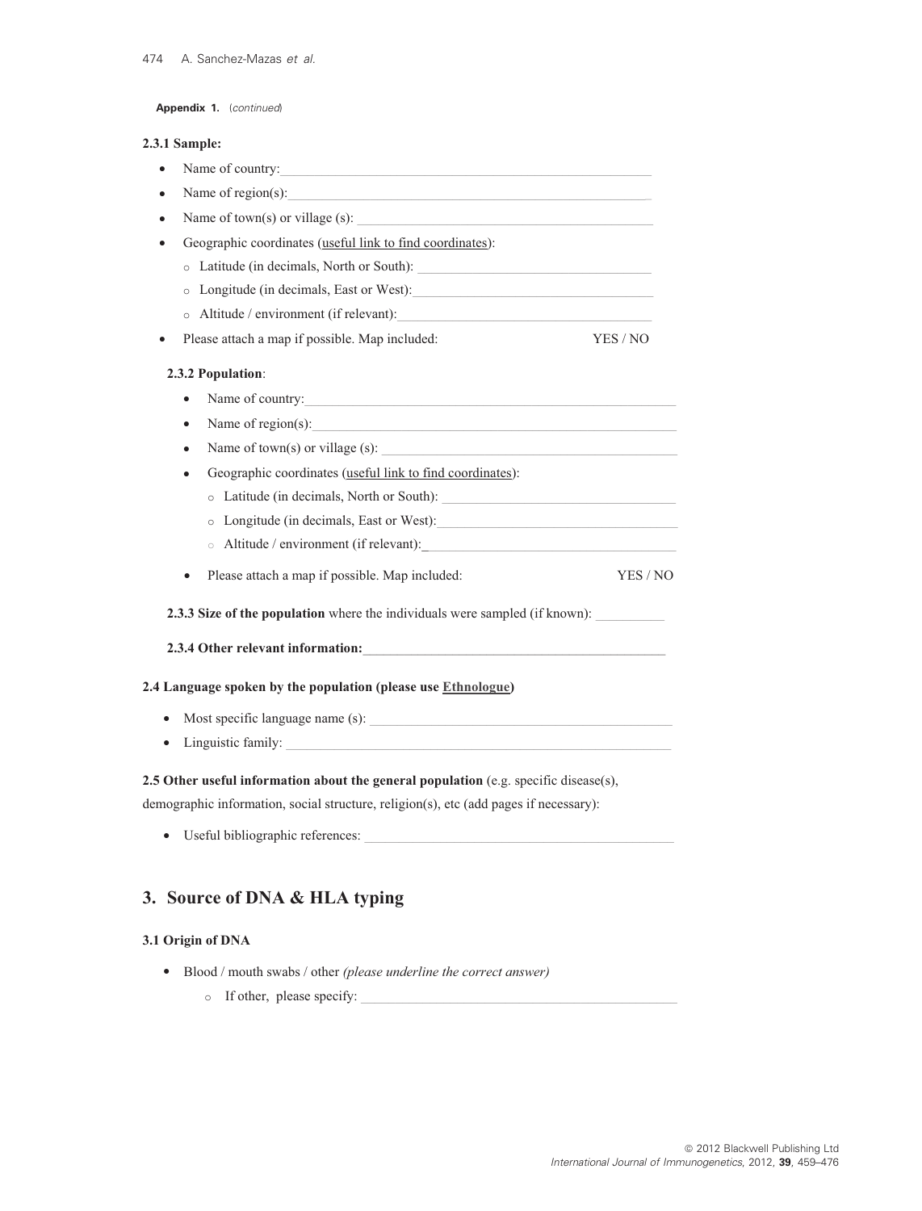**Appendix 1.** (*continued*)

**2.3.1 Sample:**

- Name of country:\_\_\_\_\_\_\_\_\_\_\_\_\_\_\_\_\_\_\_\_\_\_\_\_\_\_\_\_\_\_\_\_\_\_\_\_\_\_\_\_\_\_\_\_\_\_\_\_\_\_
- Name of region(s):\_\_\_\_\_\_\_\_\_\_\_\_\_\_\_\_\_\_\_\_\_\_\_\_\_\_\_\_\_\_\_\_\_\_\_\_\_\_\_\_\_\_\_\_\_\_\_\_\_
- Name of town(s) or village (s): \_\_\_\_\_\_\_\_\_\_\_\_\_\_\_\_\_\_\_\_\_\_\_\_\_\_\_\_\_\_\_\_\_\_\_\_\_\_\_\_
- Geographic coordinates (useful link to find coordinates):
  - Latitude (in decimals, North or South): \_\_\_\_\_\_\_\_\_\_\_\_\_\_\_\_\_\_\_\_\_\_\_\_\_\_\_\_\_\_\_\_
  - Longitude (in decimals, East or West):\_\_\_\_\_\_\_\_\_\_\_\_\_\_\_\_\_\_\_\_\_\_\_\_\_\_\_\_\_\_\_\_\_
  - Altitude / environment (if relevant):\_\_\_\_\_\_\_\_\_\_\_\_\_\_\_\_\_\_\_\_\_\_\_\_\_\_\_\_\_\_\_\_\_\_
- Please attach a map if possible. Map included: YES / NO

**2.3.2 Population**:

- Name of country:\_\_\_\_\_\_\_\_\_\_\_\_\_\_\_\_\_\_\_\_\_\_\_\_\_\_\_\_\_\_\_\_\_\_\_\_\_\_\_\_\_\_\_\_\_\_\_\_\_\_
- Name of region(s):\_\_\_\_\_\_\_\_\_\_\_\_\_\_\_\_\_\_\_\_\_\_\_\_\_\_\_\_\_\_\_\_\_\_\_\_\_\_\_\_\_\_\_\_\_\_\_\_\_
- Name of town(s) or village (s): \_\_\_\_\_\_\_\_\_\_\_\_\_\_\_\_\_\_\_\_\_\_\_\_\_\_\_\_\_\_\_\_\_\_\_\_\_\_\_\_
- Geographic coordinates (useful link to find coordinates):
  - Latitude (in decimals, North or South): \_\_\_\_\_\_\_\_\_\_\_\_\_\_\_\_\_\_\_\_\_\_\_\_\_\_\_\_\_\_\_\_
  - Longitude (in decimals, East or West):\_\_\_\_\_\_\_\_\_\_\_\_\_\_\_\_\_\_\_\_\_\_\_\_\_\_\_\_\_\_\_\_\_
  - Altitude / environment (if relevant):\_\_\_\_\_\_\_\_\_\_\_\_\_\_\_\_\_\_\_\_\_\_\_\_\_\_\_\_\_\_\_\_\_\_
- Please attach a map if possible. Map included: YES / NO

**2.3.3 Size of the population** where the individuals were sampled (if known): \_\_\_\_\_\_\_\_\_\_

**2.3.4 Other relevant information:**\_\_\_\_\_\_\_\_\_\_\_\_\_\_\_\_\_\_\_\_\_\_\_\_\_\_\_\_\_\_\_\_\_\_\_\_\_\_\_\_\_\_\_\_

**2.4 Language spoken by the population (please use Ethnologue)**

- Most specific language name (s): \_\_\_\_\_\_\_\_\_\_\_\_\_\_\_\_\_\_\_\_\_\_\_\_\_\_\_\_\_\_\_\_\_\_\_\_\_\_\_\_\_\_
- Linguistic family: \_\_\_\_\_\_\_\_\_\_\_\_\_\_\_\_\_\_\_\_\_\_\_\_\_\_\_\_\_\_\_\_\_\_\_\_\_\_\_\_\_\_\_\_\_\_\_\_\_\_\_\_

**2.5 Other useful information about the general population** (e.g. specific disease(s), demographic information, social structure, religion(s), etc (add pages if necessary):

- Useful bibliographic references: \_\_\_\_\_\_\_\_\_\_\_\_\_\_\_\_\_\_\_\_\_\_\_\_\_\_\_\_\_\_\_\_\_\_\_\_\_\_\_\_\_\_

## 3. Source of DNA & HLA typing

**3.1 Origin of DNA**

- Blood / mouth swabs / other *(please underline the correct answer)*
  - If other, please specify: \_\_\_\_\_\_\_\_\_\_\_\_\_\_\_\_\_\_\_\_\_\_\_\_\_\_\_\_\_\_\_\_\_\_\_\_\_\_\_\_\_\_\_\_\_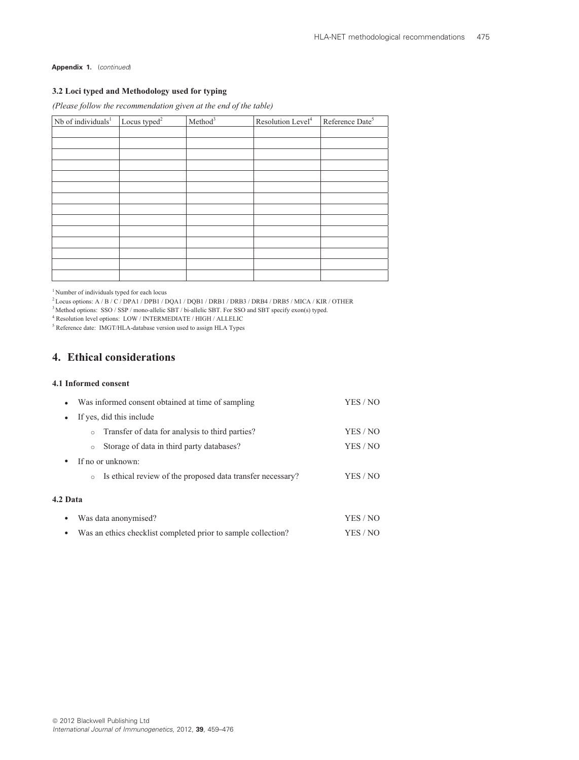**Appendix 1.** (*continued*)

### 3.2 Loci typed and Methodology used for typing

*(Please follow the recommendation given at the end of the table)*

| Nb of individuals[1] | Locus typed[2] | Method[3] | Resolution Level[4] | Reference Date[5] |
|---|---|---|---|---|
| | | | | |
| | | | | |
| | | | | |
| | | | | |
| | | | | |
| | | | | |
| | | | | |
| | | | | |
| | | | | |
| | | | | |
| | | | | |
| | | | | |
| | | | | |
| | | | | |

[1] Number of individuals typed for each locus

[2] Locus options: A / B / C / DPA1 / DPB1 / DQA1 / DQB1 / DRB1 / DRB3 / DRB4 / DRB5 / MICA / KIR / OTHER

[3] Method options: SSO / SSP / mono-allelic SBT / bi-allelic SBT. For SSO and SBT specify exon(s) typed.

[4] Resolution level options: LOW / INTERMEDIATE / HIGH / ALLELIC

[5] Reference date: IMGT/HLA-database version used to assign HLA Types

## 4. Ethical considerations

### 4.1 Informed consent

- Was informed consent obtained at time of sampling YES / NO
- If yes, did this include
  - Transfer of data for analysis to third parties? YES / NO
  - Storage of data in third party databases? YES / NO
- If no or unknown:
  - Is ethical review of the proposed data transfer necessary? YES / NO

### 4.2 Data

- Was data anonymised? YES / NO
- Was an ethics checklist completed prior to sample collection? YES / NO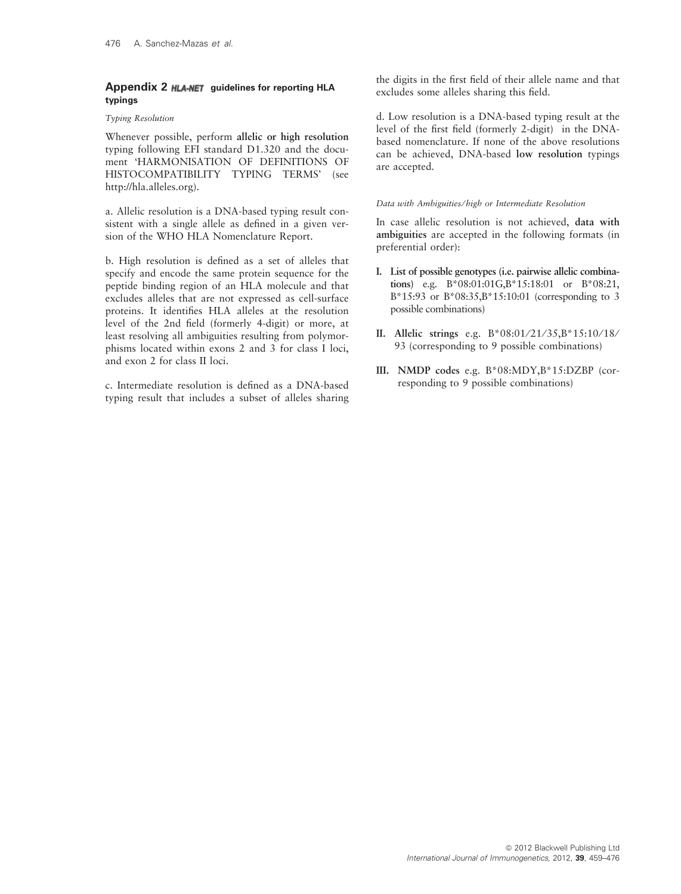## Appendix 2 *HLA-NET* guidelines for reporting HLA typings

*Typing Resolution*

Whenever possible, perform **allelic or high resolution** typing following EFI standard D1.320 and the document 'HARMONISATION OF DEFINITIONS OF HISTOCOMPATIBILITY TYPING TERMS' (see http://hla.alleles.org).

a. Allelic resolution is a DNA-based typing result consistent with a single allele as defined in a given version of the WHO HLA Nomenclature Report.

b. High resolution is defined as a set of alleles that specify and encode the same protein sequence for the peptide binding region of an HLA molecule and that excludes alleles that are not expressed as cell-surface proteins. It identifies HLA alleles at the resolution level of the 2nd field (formerly 4-digit) or more, at least resolving all ambiguities resulting from polymorphisms located within exons 2 and 3 for class I loci, and exon 2 for class II loci.

c. Intermediate resolution is defined as a DNA-based typing result that includes a subset of alleles sharing the digits in the first field of their allele name and that excludes some alleles sharing this field.

d. Low resolution is a DNA-based typing result at the level of the first field (formerly 2-digit) in the DNA-based nomenclature. If none of the above resolutions can be achieved, DNA-based **low resolution** typings are accepted.

*Data with Ambiguities/high or Intermediate Resolution*

In case allelic resolution is not achieved, **data with ambiguities** are accepted in the following formats (in preferential order):

I. **List of possible genotypes (i.e. pairwise allelic combinations)** e.g. B*08:01:01G,B*15:18:01 or B*08:21, B*15:93 or B*08:35,B*15:10:01 (corresponding to 3 possible combinations)

II. **Allelic strings** e.g. B*08:01/21/35,B*15:10/18/93 (corresponding to 9 possible combinations)

III. **NMDP codes** e.g. B*08:MDY,B*15:DZBP (corresponding to 9 possible combinations)